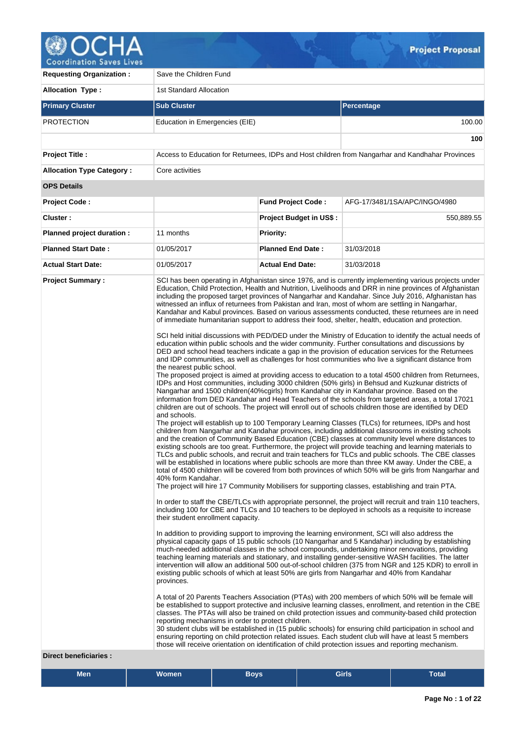# Project Proposal

| | | | |
|---|---|---|---|
| **Requesting Organization :** | Save the Children Fund | | |
| **Allocation Type :** | 1st Standard Allocation | | |

| Primary Cluster | Sub Cluster | Percentage |
|---|---|---|
| PROTECTION | Education in Emergencies (EIE) | 100.00 |
| | | **100** |

| | | | |
|---|---|---|---|
| **Project Title :** | Access to Education for Returnees, IDPs and Host children from Nangarhar and Kandahar Provinces | | |
| **Allocation Type Category :** | Core activities | | |
| **OPS Details** | | | |
| **Project Code :** | | **Fund Project Code :** | AFG-17/3481/1SA/APC/INGO/4980 |
| **Cluster :** | | **Project Budget in US$ :** | 550,889.55 |
| **Planned project duration :** | 11 months | **Priority:** | |
| **Planned Start Date :** | 01/05/2017 | **Planned End Date :** | 31/03/2018 |
| **Actual Start Date:** | 01/05/2017 | **Actual End Date:** | 31/03/2018 |

**Project Summary :**

SCI has been operating in Afghanistan since 1976, and is currently implementing various projects under Education, Child Protection, Health and Nutrition, Livelihoods and DRR in nine provinces of Afghanistan including the proposed target provinces of Nangarhar and Kandahar. Since July 2016, Afghanistan has witnessed an influx of returnees from Pakistan and Iran, most of whom are settling in Nangarhar, Kandahar and Kabul provinces. Based on various assessments conducted, these returnees are in need of immediate humanitarian support to address their food, shelter, health, education and protection.

SCI held initial discussions with PED/DED under the Ministry of Education to identify the actual needs of education within public schools and the wider community. Further consultations and discussions by DED and school head teachers indicate a gap in the provision of education services for the Returnees and IDP communities, as well as challenges for host communities who live a significant distance from the nearest public school.
The proposed project is aimed at providing access to education to a total 4500 children from Returnees, IDPs and Host communities, including 3000 children (50% girls) in Behsud and Kuzkunar districts of Nangarhar and 1500 children(40%cgirls) from Kandahar city in Kandahar province. Based on the information from DED Kandahar and Head Teachers of the schools from targeted areas, a total 17021 children are out of schools. The project will enroll out of schools children those are identified by DED and schools.
The project will establish up to 100 Temporary Learning Classes (TLCs) for returnees, IDPs and host children from Nangarhar and Kandahar provinces, including additional classrooms in existing schools and the creation of Community Based Education (CBE) classes at community level where distances to existing schools are too great. Furthermore, the project will provide teaching and learning materials to TLCs and public schools, and recruit and train teachers for TLCs and public schools. The CBE classes will be established in locations where public schools are more than three KM away. Under the CBE, a total of 4500 children will be covered from both provinces of which 50% will be girls from Nangarhar and 40% form Kandahar.
The project will hire 17 Community Mobilisers for supporting classes, establishing and train PTA.

In order to staff the CBE/TLCs with appropriate personnel, the project will recruit and train 110 teachers, including 100 for CBE and TLCs and 10 teachers to be deployed in schools as a requisite to increase their student enrollment capacity.

In addition to providing support to improving the learning environment, SCI will also address the physical capacity gaps of 15 public schools (10 Nangarhar and 5 Kandahar) including by establishing much-needed additional classes in the school compounds, undertaking minor renovations, providing teaching learning materials and stationary, and installing gender-sensitive WASH facilities. The latter intervention will allow an additional 500 out-of-school children (375 from NGR and 125 KDR) to enroll in existing public schools of which at least 50% are girls from Nangarhar and 40% from Kandahar provinces.

A total of 20 Parents Teachers Association (PTAs) with 200 members of which 50% will be female will be established to support protective and inclusive learning classes, enrollment, and retention in the CBE classes. The PTAs will also be trained on child protection issues and community-based child protection reporting mechanisms in order to protect children.
30 student clubs will be established in (15 public schools) for ensuring child participation in school and ensuring reporting on child protection related issues. Each student club will have at least 5 members those will receive orientation on identification of child protection issues and reporting mechanism.

**Direct beneficiaries :**

| Men | Women | Boys | Girls | Total |
|---|---|---|---|---|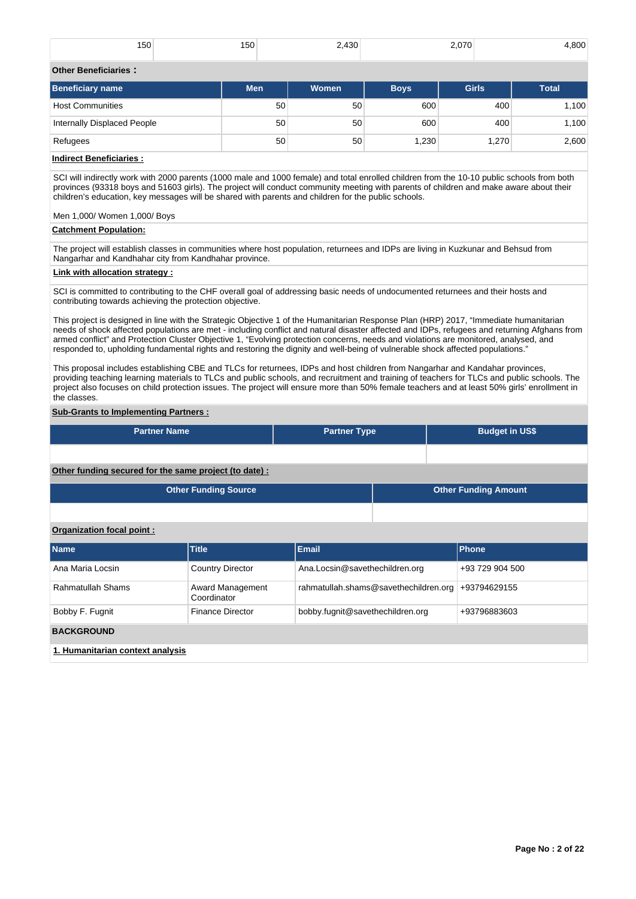| 150 | 150 | 2,430 | 2,070 | 4,800 |
|---|---|---|---|---|

**Other Beneficiaries :**

| Beneficiary name | Men | Women | Boys | Girls | Total |
|---|---|---|---|---|---|
| Host Communities | 50 | 50 | 600 | 400 | 1,100 |
| Internally Displaced People | 50 | 50 | 600 | 400 | 1,100 |
| Refugees | 50 | 50 | 1,230 | 1,270 | 2,600 |

**Indirect Beneficiaries :**

SCI will indirectly work with 2000 parents (1000 male and 1000 female) and total enrolled children from the 10-10 public schools from both provinces (93318 boys and 51603 girls). The project will conduct community meeting with parents of children and make aware about their children's education, key messages will be shared with parents and children for the public schools.

Men 1,000/ Women 1,000/ Boys

**Catchment Population:**

The project will establish classes in communities where host population, returnees and IDPs are living in Kuzkunar and Behsud from Nangarhar and Kandhahar city from Kandhahar province.

**Link with allocation strategy :**

SCI is committed to contributing to the CHF overall goal of addressing basic needs of undocumented returnees and their hosts and contributing towards achieving the protection objective.

This project is designed in line with the Strategic Objective 1 of the Humanitarian Response Plan (HRP) 2017, "Immediate humanitarian needs of shock affected populations are met - including conflict and natural disaster affected and IDPs, refugees and returning Afghans from armed conflict" and Protection Cluster Objective 1, "Evolving protection concerns, needs and violations are monitored, analysed, and responded to, upholding fundamental rights and restoring the dignity and well-being of vulnerable shock affected populations."

This proposal includes establishing CBE and TLCs for returnees, IDPs and host children from Nangarhar and Kandahar provinces, providing teaching learning materials to TLCs and public schools, and recruitment and training of teachers for TLCs and public schools. The project also focuses on child protection issues. The project will ensure more than 50% female teachers and at least 50% girls' enrollment in the classes.

**Sub-Grants to Implementing Partners :**

| Partner Name | Partner Type | Budget in US$ |
|---|---|---|
| | | |

**Other funding secured for the same project (to date) :**

| Other Funding Source | Other Funding Amount |
|---|---|
| | |

**Organization focal point :**

| Name | Title | Email | Phone |
|---|---|---|---|
| Ana Maria Locsin | Country Director | Ana.Locsin@savethechildren.org | +93 729 904 500 |
| Rahmatullah Shams | Award Management Coordinator | rahmatullah.shams@savethechildren.org | +93794629155 |
| Bobby F. Fugnit | Finance Director | bobby.fugnit@savethechildren.org | +93796883603 |

## BACKGROUND

**1. Humanitarian context analysis**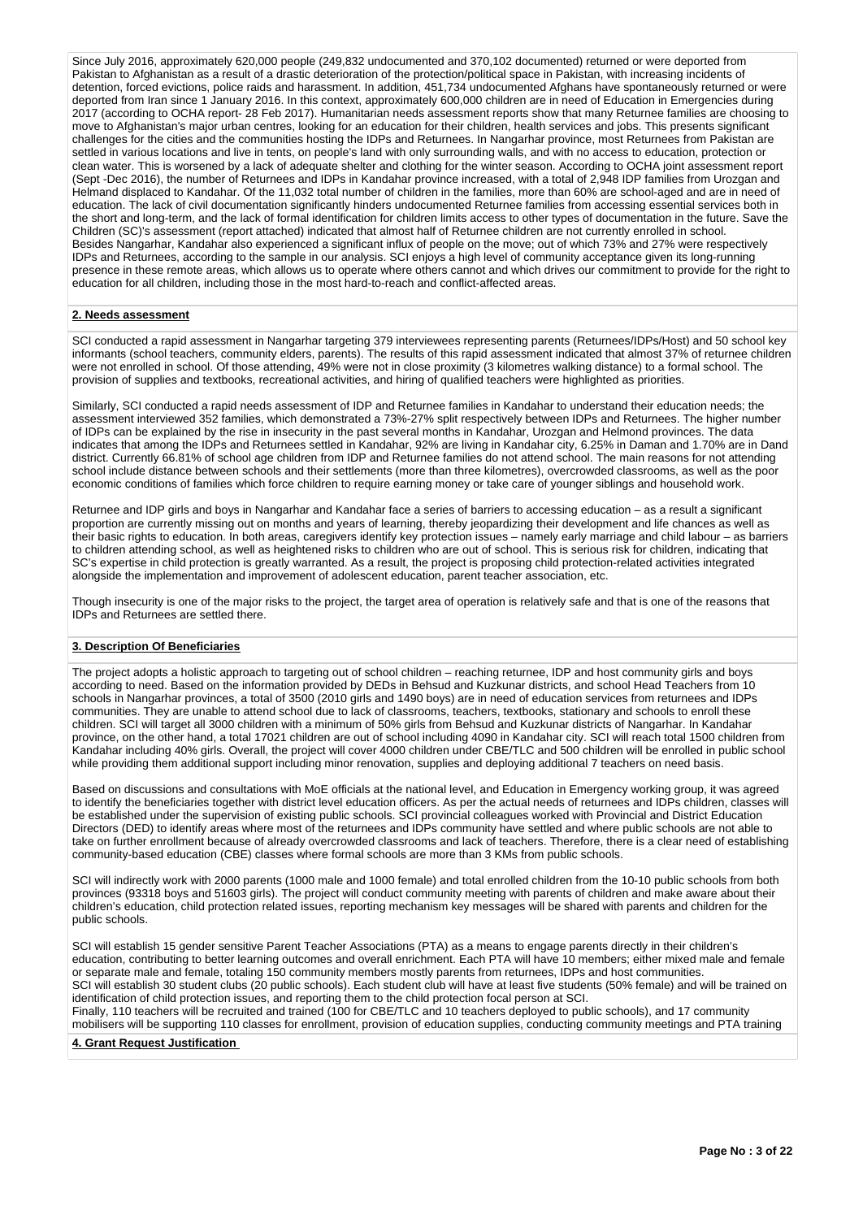Since July 2016, approximately 620,000 people (249,832 undocumented and 370,102 documented) returned or were deported from Pakistan to Afghanistan as a result of a drastic deterioration of the protection/political space in Pakistan, with increasing incidents of detention, forced evictions, police raids and harassment. In addition, 451,734 undocumented Afghans have spontaneously returned or were deported from Iran since 1 January 2016. In this context, approximately 600,000 children are in need of Education in Emergencies during 2017 (according to OCHA report- 28 Feb 2017). Humanitarian needs assessment reports show that many Returnee families are choosing to move to Afghanistan's major urban centres, looking for an education for their children, health services and jobs. This presents significant challenges for the cities and the communities hosting the IDPs and Returnees. In Nangarhar province, most Returnees from Pakistan are settled in various locations and live in tents, on people's land with only surrounding walls, and with no access to education, protection or clean water. This is worsened by a lack of adequate shelter and clothing for the winter season. According to OCHA joint assessment report (Sept -Dec 2016), the number of Returnees and IDPs in Kandahar province increased, with a total of 2,948 IDP families from Urozgan and Helmand displaced to Kandahar. Of the 11,032 total number of children in the families, more than 60% are school-aged and are in need of education. The lack of civil documentation significantly hinders undocumented Returnee families from accessing essential services both in the short and long-term, and the lack of formal identification for children limits access to other types of documentation in the future. Save the Children (SC)'s assessment (report attached) indicated that almost half of Returnee children are not currently enrolled in school.
Besides Nangarhar, Kandahar also experienced a significant influx of people on the move; out of which 73% and 27% were respectively IDPs and Returnees, according to the sample in our analysis. SCI enjoys a high level of community acceptance given its long-running presence in these remote areas, which allows us to operate where others cannot and which drives our commitment to provide for the right to education for all children, including those in the most hard-to-reach and conflict-affected areas.

## 2. Needs assessment

SCI conducted a rapid assessment in Nangarhar targeting 379 interviewees representing parents (Returnees/IDPs/Host) and 50 school key informants (school teachers, community elders, parents). The results of this rapid assessment indicated that almost 37% of returnee children were not enrolled in school. Of those attending, 49% were not in close proximity (3 kilometres walking distance) to a formal school. The provision of supplies and textbooks, recreational activities, and hiring of qualified teachers were highlighted as priorities.

Similarly, SCI conducted a rapid needs assessment of IDP and Returnee families in Kandahar to understand their education needs; the assessment interviewed 352 families, which demonstrated a 73%-27% split respectively between IDPs and Returnees. The higher number of IDPs can be explained by the rise in insecurity in the past several months in Kandahar, Urozgan and Helmond provinces. The data indicates that among the IDPs and Returnees settled in Kandahar, 92% are living in Kandahar city, 6.25% in Daman and 1.70% are in Dand district. Currently 66.81% of school age children from IDP and Returnee families do not attend school. The main reasons for not attending school include distance between schools and their settlements (more than three kilometres), overcrowded classrooms, as well as the poor economic conditions of families which force children to require earning money or take care of younger siblings and household work.

Returnee and IDP girls and boys in Nangarhar and Kandahar face a series of barriers to accessing education – as a result a significant proportion are currently missing out on months and years of learning, thereby jeopardizing their development and life chances as well as their basic rights to education. In both areas, caregivers identify key protection issues – namely early marriage and child labour – as barriers to children attending school, as well as heightened risks to children who are out of school. This is serious risk for children, indicating that SC's expertise in child protection is greatly warranted. As a result, the project is proposing child protection-related activities integrated alongside the implementation and improvement of adolescent education, parent teacher association, etc.

Though insecurity is one of the major risks to the project, the target area of operation is relatively safe and that is one of the reasons that IDPs and Returnees are settled there.

## 3. Description Of Beneficiaries

The project adopts a holistic approach to targeting out of school children – reaching returnee, IDP and host community girls and boys according to need. Based on the information provided by DEDs in Behsud and Kuzkunar districts, and school Head Teachers from 10 schools in Nangarhar provinces, a total of 3500 (2010 girls and 1490 boys) are in need of education services from returnees and IDPs communities. They are unable to attend school due to lack of classrooms, teachers, textbooks, stationary and schools to enroll these children. SCI will target all 3000 children with a minimum of 50% girls from Behsud and Kuzkunar districts of Nangarhar. In Kandahar province, on the other hand, a total 17021 children are out of school including 4090 in Kandahar city. SCI will reach total 1500 children from Kandahar including 40% girls. Overall, the project will cover 4000 children under CBE/TLC and 500 children will be enrolled in public school while providing them additional support including minor renovation, supplies and deploying additional 7 teachers on need basis.

Based on discussions and consultations with MoE officials at the national level, and Education in Emergency working group, it was agreed to identify the beneficiaries together with district level education officers. As per the actual needs of returnees and IDPs children, classes will be established under the supervision of existing public schools. SCI provincial colleagues worked with Provincial and District Education Directors (DED) to identify areas where most of the returnees and IDPs community have settled and where public schools are not able to take on further enrollment because of already overcrowded classrooms and lack of teachers. Therefore, there is a clear need of establishing community-based education (CBE) classes where formal schools are more than 3 KMs from public schools.

SCI will indirectly work with 2000 parents (1000 male and 1000 female) and total enrolled children from the 10-10 public schools from both provinces (93318 boys and 51603 girls). The project will conduct community meeting with parents of children and make aware about their children's education, child protection related issues, reporting mechanism key messages will be shared with parents and children for the public schools.

SCI will establish 15 gender sensitive Parent Teacher Associations (PTA) as a means to engage parents directly in their children's education, contributing to better learning outcomes and overall enrichment. Each PTA will have 10 members; either mixed male and female or separate male and female, totaling 150 community members mostly parents from returnees, IDPs and host communities.
SCI will establish 30 student clubs (20 public schools). Each student club will have at least five students (50% female) and will be trained on identification of child protection issues, and reporting them to the child protection focal person at SCI.
Finally, 110 teachers will be recruited and trained (100 for CBE/TLC and 10 teachers deployed to public schools), and 17 community mobilisers will be supporting 110 classes for enrollment, provision of education supplies, conducting community meetings and PTA training

## 4. Grant Request Justification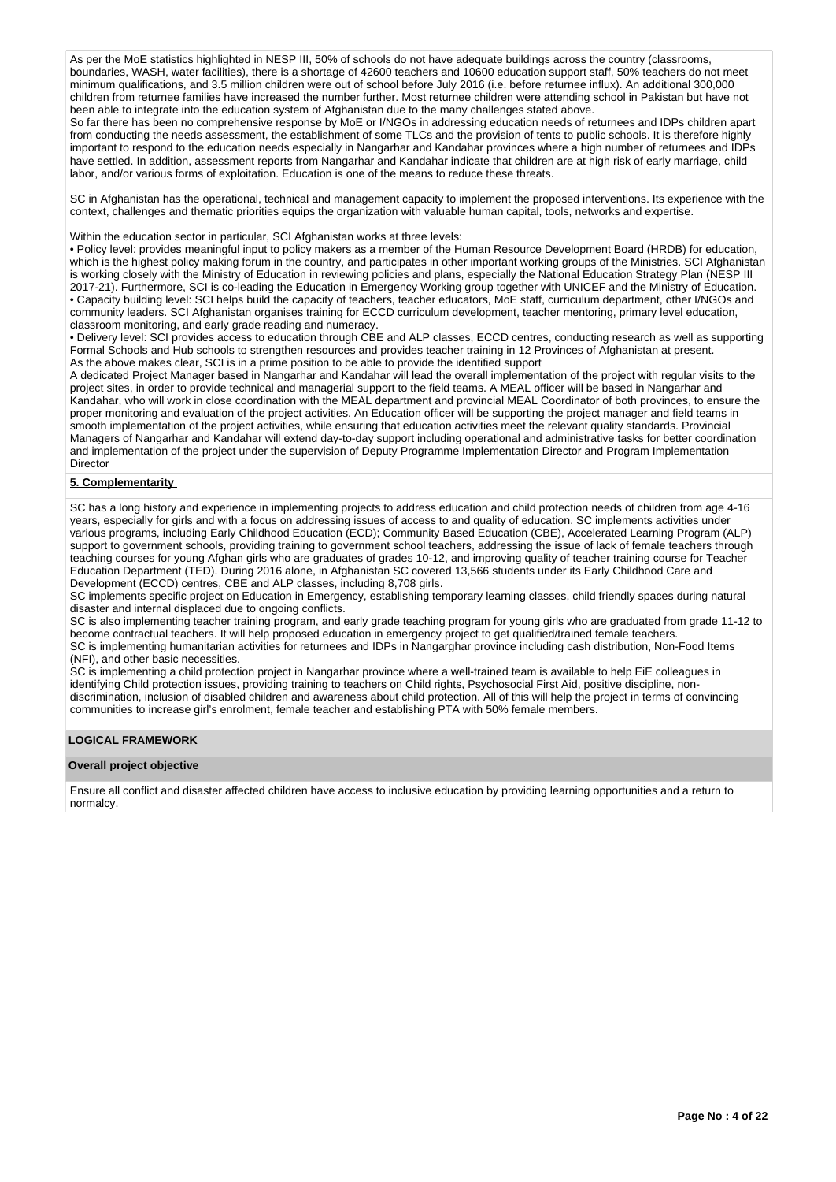As per the MoE statistics highlighted in NESP III, 50% of schools do not have adequate buildings across the country (classrooms, boundaries, WASH, water facilities), there is a shortage of 42600 teachers and 10600 education support staff, 50% teachers do not meet minimum qualifications, and 3.5 million children were out of school before July 2016 (i.e. before returnee influx). An additional 300,000 children from returnee families have increased the number further. Most returnee children were attending school in Pakistan but have not been able to integrate into the education system of Afghanistan due to the many challenges stated above.
So far there has been no comprehensive response by MoE or I/NGOs in addressing education needs of returnees and IDPs children apart from conducting the needs assessment, the establishment of some TLCs and the provision of tents to public schools. It is therefore highly important to respond to the education needs especially in Nangarhar and Kandahar provinces where a high number of returnees and IDPs have settled. In addition, assessment reports from Nangarhar and Kandahar indicate that children are at high risk of early marriage, child labor, and/or various forms of exploitation. Education is one of the means to reduce these threats.

SC in Afghanistan has the operational, technical and management capacity to implement the proposed interventions. Its experience with the context, challenges and thematic priorities equips the organization with valuable human capital, tools, networks and expertise.

Within the education sector in particular, SCI Afghanistan works at three levels:
• Policy level: provides meaningful input to policy makers as a member of the Human Resource Development Board (HRDB) for education, which is the highest policy making forum in the country, and participates in other important working groups of the Ministries. SCI Afghanistan is working closely with the Ministry of Education in reviewing policies and plans, especially the National Education Strategy Plan (NESP III 2017-21). Furthermore, SCI is co-leading the Education in Emergency Working group together with UNICEF and the Ministry of Education.
• Capacity building level: SCI helps build the capacity of teachers, teacher educators, MoE staff, curriculum department, other I/NGOs and community leaders. SCI Afghanistan organises training for ECCD curriculum development, teacher mentoring, primary level education, classroom monitoring, and early grade reading and numeracy.
• Delivery level: SCI provides access to education through CBE and ALP classes, ECCD centres, conducting research as well as supporting Formal Schools and Hub schools to strengthen resources and provides teacher training in 12 Provinces of Afghanistan at present.
As the above makes clear, SCI is in a prime position to be able to provide the identified support
A dedicated Project Manager based in Nangarhar and Kandahar will lead the overall implementation of the project with regular visits to the project sites, in order to provide technical and managerial support to the field teams. A MEAL officer will be based in Nangarhar and Kandahar, who will work in close coordination with the MEAL department and provincial MEAL Coordinator of both provinces, to ensure the proper monitoring and evaluation of the project activities. An Education officer will be supporting the project manager and field teams in smooth implementation of the project activities, while ensuring that education activities meet the relevant quality standards. Provincial Managers of Nangarhar and Kandahar will extend day-to-day support including operational and administrative tasks for better coordination and implementation of the project under the supervision of Deputy Programme Implementation Director and Program Implementation Director

**5. Complementarity**

SC has a long history and experience in implementing projects to address education and child protection needs of children from age 4-16 years, especially for girls and with a focus on addressing issues of access to and quality of education. SC implements activities under various programs, including Early Childhood Education (ECD); Community Based Education (CBE), Accelerated Learning Program (ALP) support to government schools, providing training to government school teachers, addressing the issue of lack of female teachers through teaching courses for young Afghan girls who are graduates of grades 10-12, and improving quality of teacher training course for Teacher Education Department (TED). During 2016 alone, in Afghanistan SC covered 13,566 students under its Early Childhood Care and Development (ECCD) centres, CBE and ALP classes, including 8,708 girls.
SC implements specific project on Education in Emergency, establishing temporary learning classes, child friendly spaces during natural disaster and internal displaced due to ongoing conflicts.
SC is also implementing teacher training program, and early grade teaching program for young girls who are graduated from grade 11-12 to become contractual teachers. It will help proposed education in emergency project to get qualified/trained female teachers.
SC is implementing humanitarian activities for returnees and IDPs in Nangarghar province including cash distribution, Non-Food Items (NFI), and other basic necessities.
SC is implementing a child protection project in Nangarhar province where a well-trained team is available to help EiE colleagues in identifying Child protection issues, providing training to teachers on Child rights, Psychosocial First Aid, positive discipline, non-discrimination, inclusion of disabled children and awareness about child protection. All of this will help the project in terms of convincing communities to increase girl's enrolment, female teacher and establishing PTA with 50% female members.

## LOGICAL FRAMEWORK

### Overall project objective

Ensure all conflict and disaster affected children have access to inclusive education by providing learning opportunities and a return to normalcy.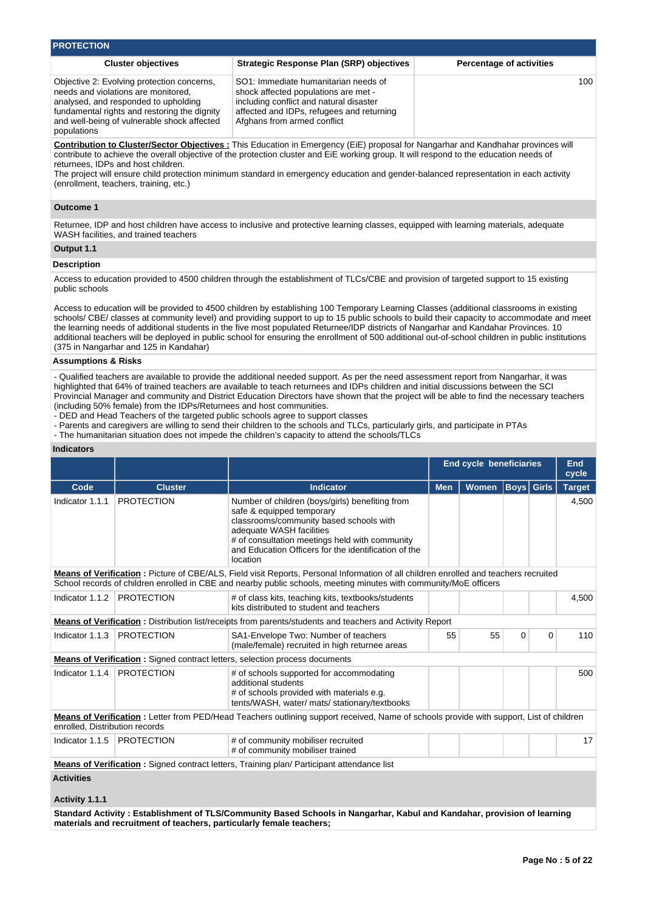## PROTECTION

| Cluster objectives | Strategic Response Plan (SRP) objectives | Percentage of activities |
|---|---|---|
| Objective 2: Evolving protection concerns, needs and violations are monitored, analysed, and responded to upholding fundamental rights and restoring the dignity and well-being of vulnerable shock affected populations | SO1: Immediate humanitarian needs of shock affected populations are met - including conflict and natural disaster affected and IDPs, refugees and returning Afghans from armed conflict | 100 |

**Contribution to Cluster/Sector Objectives :** This Education in Emergency (EiE) proposal for Nangarhar and Kandhahar provinces will contribute to achieve the overall objective of the protection cluster and EiE working group. It will respond to the education needs of returnees, IDPs and host children.
The project will ensure child protection minimum standard in emergency education and gender-balanced representation in each activity (enrollment, teachers, training, etc.)

### Outcome 1

Returnee, IDP and host children have access to inclusive and protective learning classes, equipped with learning materials, adequate WASH facilities, and trained teachers

### Output 1.1

#### Description

Access to education provided to 4500 children through the establishment of TLCs/CBE and provision of targeted support to 15 existing public schools

Access to education will be provided to 4500 children by establishing 100 Temporary Learning Classes (additional classrooms in existing schools/ CBE/ classes at community level) and providing support to up to 15 public schools to build their capacity to accommodate and meet the learning needs of additional students in the five most populated Returnee/IDP districts of Nangarhar and Kandahar Provinces. 10 additional teachers will be deployed in public school for ensuring the enrollment of 500 additional out-of-school children in public institutions (375 in Nangarhar and 125 in Kandahar)

#### Assumptions & Risks

- Qualified teachers are available to provide the additional needed support. As per the need assessment report from Nangarhar, it was highlighted that 64% of trained teachers are available to teach returnees and IDPs children and initial discussions between the SCI Provincial Manager and community and District Education Directors have shown that the project will be able to find the necessary teachers (including 50% female) from the IDPs/Returnees and host communities.
- DED and Head Teachers of the targeted public schools agree to support classes
- Parents and caregivers are willing to send their children to the schools and TLCs, particularly girls, and participate in PTAs
- The humanitarian situation does not impede the children's capacity to attend the schools/TLCs

#### Indicators

| | | | End cycle beneficiaries | | | | End cycle |
|---|---|---|---|---|---|---|---|
| Code | Cluster | Indicator | Men | Women | Boys | Girls | Target |
| Indicator 1.1.1 | PROTECTION | Number of children (boys/girls) benefiting from safe & equipped temporary classrooms/community based schools with adequate WASH facilities<br># of consultation meetings held with community and Education Officers for the identification of the location | | | | | 4,500 |

**Means of Verification :** Picture of CBE/ALS, Field visit Reports, Personal Information of all children enrolled and teachers recruited School records of children enrolled in CBE and nearby public schools, meeting minutes with community/MoE officers

| Code | Cluster | Indicator | Men | Women | Boys | Girls | Target |
|---|---|---|---|---|---|---|---|
| Indicator 1.1.2 | PROTECTION | # of class kits, teaching kits, textbooks/students kits distributed to student and teachers | | | | | 4,500 |

**Means of Verification :** Distribution list/receipts from parents/students and teachers and Activity Report

| Code | Cluster | Indicator | Men | Women | Boys | Girls | Target |
|---|---|---|---|---|---|---|---|
| Indicator 1.1.3 | PROTECTION | SA1-Envelope Two: Number of teachers (male/female) recruited in high returnee areas | 55 | 55 | 0 | 0 | 110 |

**Means of Verification :** Signed contract letters, selection process documents

| Code | Cluster | Indicator | Men | Women | Boys | Girls | Target |
|---|---|---|---|---|---|---|---|
| Indicator 1.1.4 | PROTECTION | # of schools supported for accommodating additional students<br># of schools provided with materials e.g. tents/WASH, water/ mats/ stationary/textbooks | | | | | 500 |

**Means of Verification :** Letter from PED/Head Teachers outlining support received, Name of schools provide with support, List of children enrolled, Distribution records

| Code | Cluster | Indicator | Men | Women | Boys | Girls | Target |
|---|---|---|---|---|---|---|---|
| Indicator 1.1.5 | PROTECTION | # of community mobiliser recruited<br># of community mobiliser trained | | | | | 17 |

**Means of Verification :** Signed contract letters, Training plan/ Participant attendance list

#### Activities

##### Activity 1.1.1

**Standard Activity : Establishment of TLS/Community Based Schools in Nangarhar, Kabul and Kandahar, provision of learning materials and recruitment of teachers, particularly female teachers;**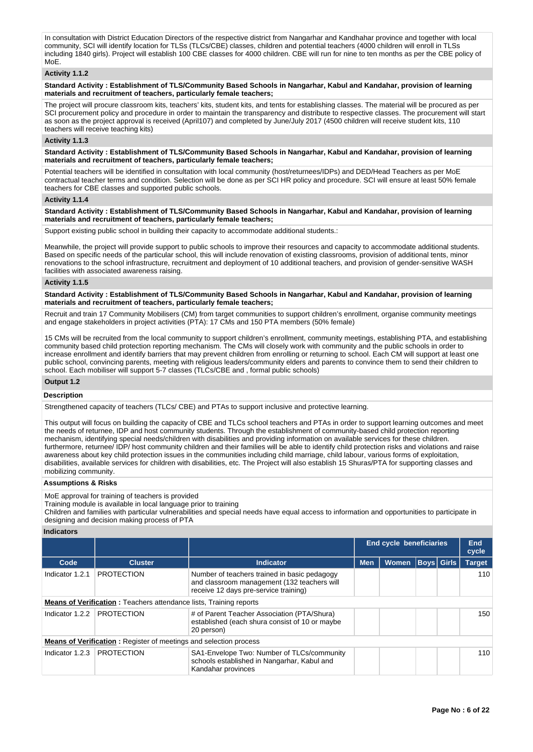In consultation with District Education Directors of the respective district from Nangarhar and Kandhahar province and together with local community, SCI will identify location for TLSs (TLCs/CBE) classes, children and potential teachers (4000 children will enroll in TLSs including 1840 girls). Project will establish 100 CBE classes for 4000 children. CBE will run for nine to ten months as per the CBE policy of MoE.

### Activity 1.1.2

**Standard Activity : Establishment of TLS/Community Based Schools in Nangarhar, Kabul and Kandahar, provision of learning materials and recruitment of teachers, particularly female teachers;**

The project will procure classroom kits, teachers' kits, student kits, and tents for establishing classes. The material will be procured as per SCI procurement policy and procedure in order to maintain the transparency and distribute to respective classes. The procurement will start as soon as the project approval is received (April107) and completed by June/July 2017 (4500 children will receive student kits, 110 teachers will receive teaching kits)

### Activity 1.1.3

**Standard Activity : Establishment of TLS/Community Based Schools in Nangarhar, Kabul and Kandahar, provision of learning materials and recruitment of teachers, particularly female teachers;**

Potential teachers will be identified in consultation with local community (host/returnees/IDPs) and DED/Head Teachers as per MoE contractual teacher terms and condition. Selection will be done as per SCI HR policy and procedure. SCI will ensure at least 50% female teachers for CBE classes and supported public schools.

### Activity 1.1.4

**Standard Activity : Establishment of TLS/Community Based Schools in Nangarhar, Kabul and Kandahar, provision of learning materials and recruitment of teachers, particularly female teachers;**

Support existing public school in building their capacity to accommodate additional students.:

Meanwhile, the project will provide support to public schools to improve their resources and capacity to accommodate additional students. Based on specific needs of the particular school, this will include renovation of existing classrooms, provision of additional tents, minor renovations to the school infrastructure, recruitment and deployment of 10 additional teachers, and provision of gender-sensitive WASH facilities with associated awareness raising.

### Activity 1.1.5

**Standard Activity : Establishment of TLS/Community Based Schools in Nangarhar, Kabul and Kandahar, provision of learning materials and recruitment of teachers, particularly female teachers;**

Recruit and train 17 Community Mobilisers (CM) from target communities to support children's enrollment, organise community meetings and engage stakeholders in project activities (PTA): 17 CMs and 150 PTA members (50% female)

15 CMs will be recruited from the local community to support children's enrollment, community meetings, establishing PTA, and establishing community based child protection reporting mechanism. The CMs will closely work with community and the public schools in order to increase enrollment and identify barriers that may prevent children from enrolling or returning to school. Each CM will support at least one public school, convincing parents, meeting with religious leaders/community elders and parents to convince them to send their children to school. Each mobiliser will support 5-7 classes (TLCs/CBE and , formal public schools)

### Output 1.2

#### Description

Strengthened capacity of teachers (TLCs/ CBE) and PTAs to support inclusive and protective learning.

This output will focus on building the capacity of CBE and TLCs school teachers and PTAs in order to support learning outcomes and meet the needs of returnee, IDP and host community students. Through the establishment of community-based child protection reporting mechanism, identifying special needs/children with disabilities and providing information on available services for these children. furthermore, returnee/ IDP/ host community children and their families will be able to identify child protection risks and violations and raise awareness about key child protection issues in the communities including child marriage, child labour, various forms of exploitation, disabilities, available services for children with disabilities, etc. The Project will also establish 15 Shuras/PTA for supporting classes and mobilizing community.

#### Assumptions & Risks

MoE approval for training of teachers is provided
Training module is available in local language prior to training
Children and families with particular vulnerabilities and special needs have equal access to information and opportunities to participate in designing and decision making process of PTA

#### Indicators

| | | | End cycle beneficiaries | | | | End cycle |
|---|---|---|---|---|---|---|---|
| Code | Cluster | Indicator | Men | Women | Boys | Girls | Target |
| Indicator 1.2.1 | PROTECTION | Number of teachers trained in basic pedagogy and classroom management (132 teachers will receive 12 days pre-service training) | | | | | 110 |
| **Means of Verification :** Teachers attendance lists, Training reports | | | | | | | |
| Indicator 1.2.2 | PROTECTION | # of Parent Teacher Association (PTA/Shura) established (each shura consist of 10 or maybe 20 person) | | | | | 150 |
| **Means of Verification :** Register of meetings and selection process | | | | | | | |
| Indicator 1.2.3 | PROTECTION | SA1-Envelope Two: Number of TLCs/community schools established in Nangarhar, Kabul and Kandahar provinces | | | | | 110 |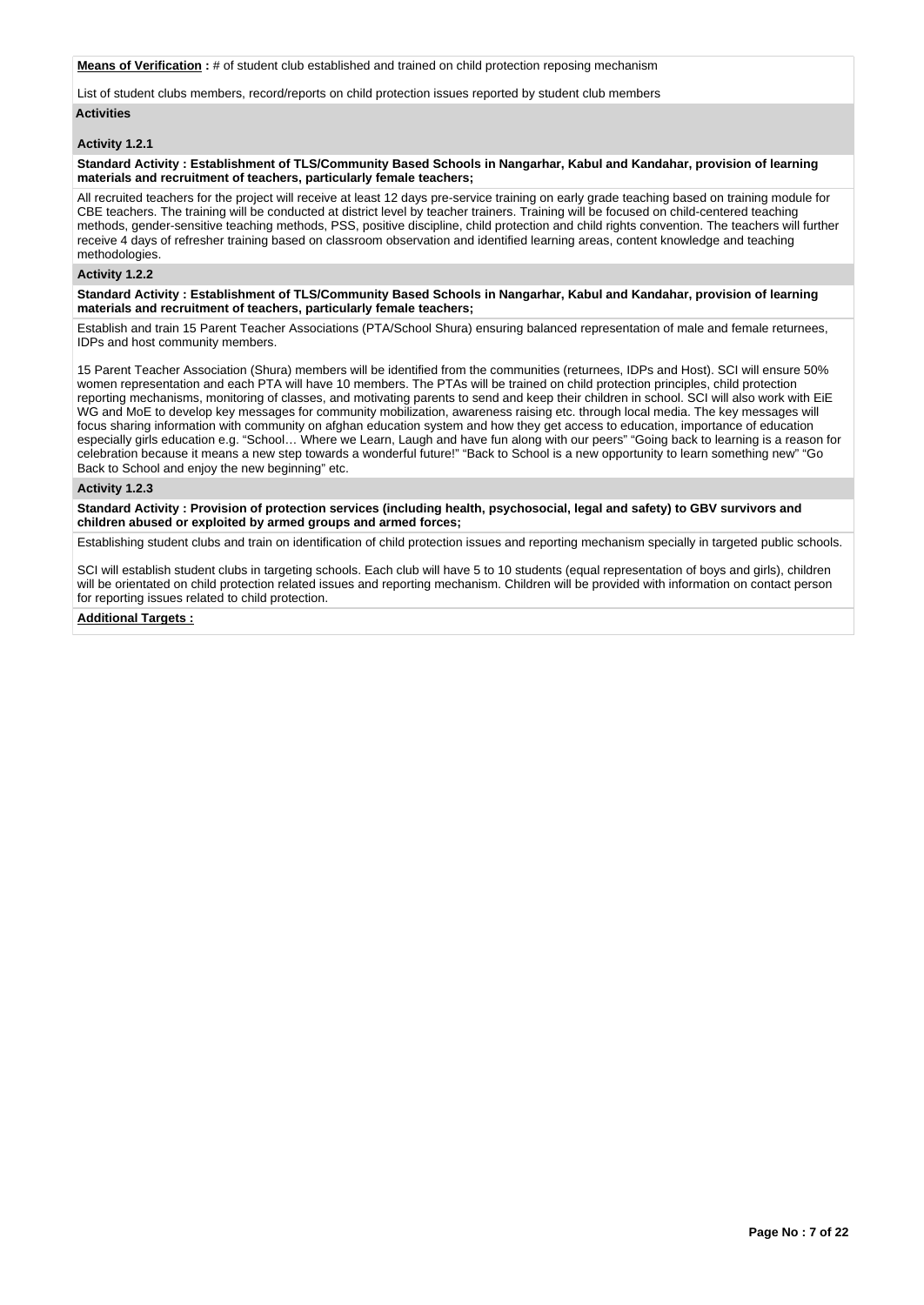**Means of Verification :** # of student club established and trained on child protection reposing mechanism

List of student clubs members, record/reports on child protection issues reported by student club members

**Activities**

**Activity 1.2.1**

**Standard Activity : Establishment of TLS/Community Based Schools in Nangarhar, Kabul and Kandahar, provision of learning materials and recruitment of teachers, particularly female teachers;**

All recruited teachers for the project will receive at least 12 days pre-service training on early grade teaching based on training module for CBE teachers. The training will be conducted at district level by teacher trainers. Training will be focused on child-centered teaching methods, gender-sensitive teaching methods, PSS, positive discipline, child protection and child rights convention. The teachers will further receive 4 days of refresher training based on classroom observation and identified learning areas, content knowledge and teaching methodologies.

**Activity 1.2.2**

**Standard Activity : Establishment of TLS/Community Based Schools in Nangarhar, Kabul and Kandahar, provision of learning materials and recruitment of teachers, particularly female teachers;**

Establish and train 15 Parent Teacher Associations (PTA/School Shura) ensuring balanced representation of male and female returnees, IDPs and host community members.

15 Parent Teacher Association (Shura) members will be identified from the communities (returnees, IDPs and Host). SCI will ensure 50% women representation and each PTA will have 10 members. The PTAs will be trained on child protection principles, child protection reporting mechanisms, monitoring of classes, and motivating parents to send and keep their children in school. SCI will also work with EiE WG and MoE to develop key messages for community mobilization, awareness raising etc. through local media. The key messages will focus sharing information with community on afghan education system and how they get access to education, importance of education especially girls education e.g. "School… Where we Learn, Laugh and have fun along with our peers" "Going back to learning is a reason for celebration because it means a new step towards a wonderful future!" "Back to School is a new opportunity to learn something new" "Go Back to School and enjoy the new beginning" etc.

**Activity 1.2.3**

**Standard Activity : Provision of protection services (including health, psychosocial, legal and safety) to GBV survivors and children abused or exploited by armed groups and armed forces;**

Establishing student clubs and train on identification of child protection issues and reporting mechanism specially in targeted public schools.

SCI will establish student clubs in targeting schools. Each club will have 5 to 10 students (equal representation of boys and girls), children will be orientated on child protection related issues and reporting mechanism. Children will be provided with information on contact person for reporting issues related to child protection.

**Additional Targets :**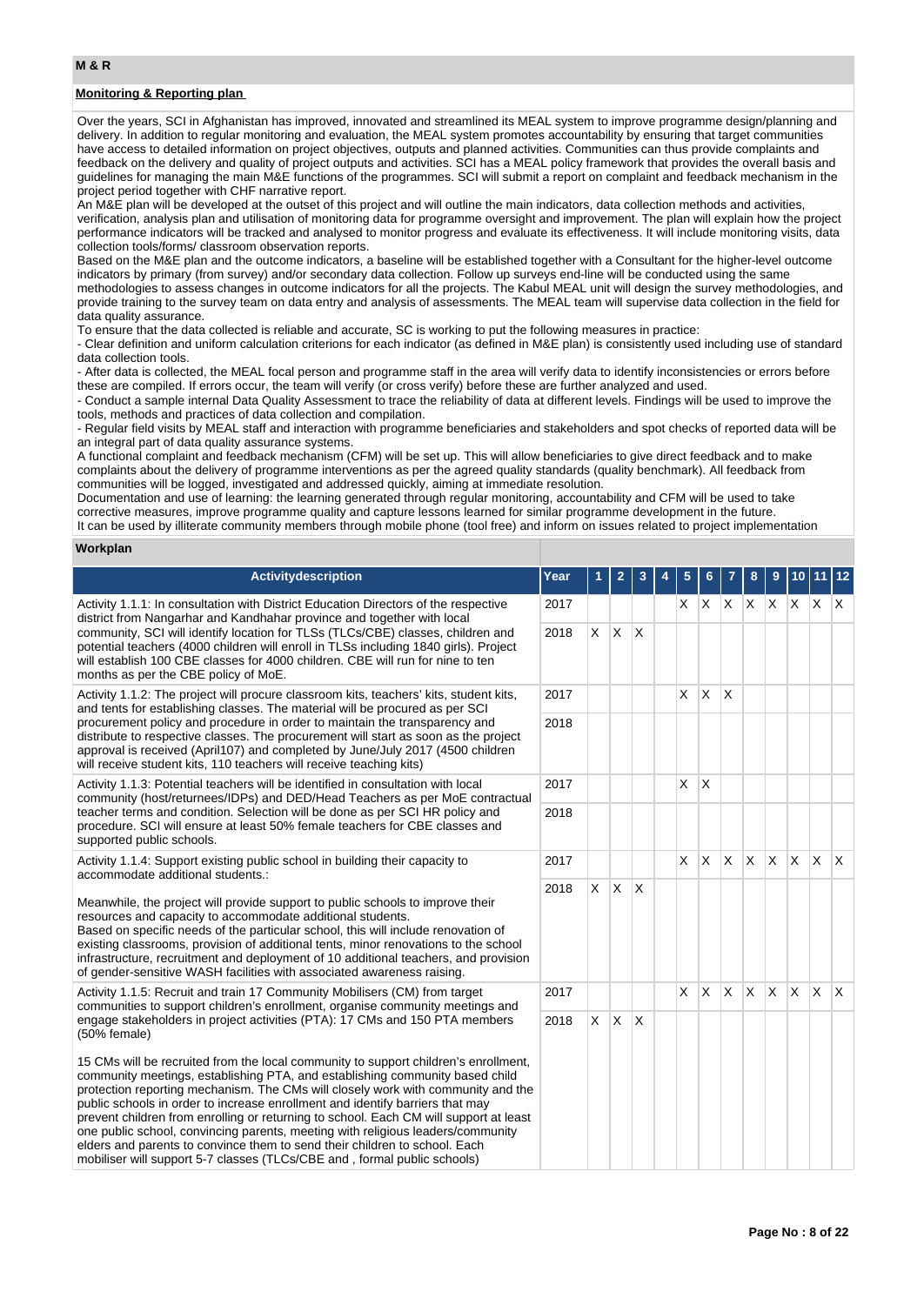## M & R

### Monitoring & Reporting plan

Over the years, SCI in Afghanistan has improved, innovated and streamlined its MEAL system to improve programme design/planning and delivery. In addition to regular monitoring and evaluation, the MEAL system promotes accountability by ensuring that target communities have access to detailed information on project objectives, outputs and planned activities. Communities can thus provide complaints and feedback on the delivery and quality of project outputs and activities. SCI has a MEAL policy framework that provides the overall basis and guidelines for managing the main M&E functions of the programmes. SCI will submit a report on complaint and feedback mechanism in the project period together with CHF narrative report.

An M&E plan will be developed at the outset of this project and will outline the main indicators, data collection methods and activities, verification, analysis plan and utilisation of monitoring data for programme oversight and improvement. The plan will explain how the project performance indicators will be tracked and analysed to monitor progress and evaluate its effectiveness. It will include monitoring visits, data collection tools/forms/ classroom observation reports.

Based on the M&E plan and the outcome indicators, a baseline will be established together with a Consultant for the higher-level outcome indicators by primary (from survey) and/or secondary data collection. Follow up surveys end-line will be conducted using the same methodologies to assess changes in outcome indicators for all the projects. The Kabul MEAL unit will design the survey methodologies, and provide training to the survey team on data entry and analysis of assessments. The MEAL team will supervise data collection in the field for data quality assurance.

To ensure that the data collected is reliable and accurate, SC is working to put the following measures in practice:

- Clear definition and uniform calculation criterions for each indicator (as defined in M&E plan) is consistently used including use of standard data collection tools.
- After data is collected, the MEAL focal person and programme staff in the area will verify data to identify inconsistencies or errors before these are compiled. If errors occur, the team will verify (or cross verify) before these are further analyzed and used.
- Conduct a sample internal Data Quality Assessment to trace the reliability of data at different levels. Findings will be used to improve the tools, methods and practices of data collection and compilation.
- Regular field visits by MEAL staff and interaction with programme beneficiaries and stakeholders and spot checks of reported data will be an integral part of data quality assurance systems.

A functional complaint and feedback mechanism (CFM) will be set up. This will allow beneficiaries to give direct feedback and to make complaints about the delivery of programme interventions as per the agreed quality standards (quality benchmark). All feedback from communities will be logged, investigated and addressed quickly, aiming at immediate resolution.

Documentation and use of learning: the learning generated through regular monitoring, accountability and CFM will be used to take corrective measures, improve programme quality and capture lessons learned for similar programme development in the future.

It can be used by illiterate community members through mobile phone (tool free) and inform on issues related to project implementation

### Workplan

| Activitydescription | Year | 1 | 2 | 3 | 4 | 5 | 6 | 7 | 8 | 9 | 10 | 11 | 12 |
|---|---|---|---|---|---|---|---|---|---|---|---|---|---|
| Activity 1.1.1: In consultation with District Education Directors of the respective district from Nangarhar and Kandhahar province and together with local community, SCI will identify location for TLSs (TLCs/CBE) classes, children and potential teachers (4000 children will enroll in TLSs including 1840 girls). Project will establish 100 CBE classes for 4000 children. CBE will run for nine to ten months as per the CBE policy of MoE. | 2017 | | | | | X | X | X | X | X | X | X | X |
| | 2018 | X | X | X | | | | | | | | | |
| Activity 1.1.2: The project will procure classroom kits, teachers' kits, student kits, and tents for establishing classes. The material will be procured as per SCI procurement policy and procedure in order to maintain the transparency and distribute to respective classes. The procurement will start as soon as the project approval is received (April107) and completed by June/July 2017 (4500 children will receive student kits, 110 teachers will receive teaching kits) | 2017 | | | | | X | X | X | | | | | |
| | 2018 | | | | | | | | | | | | |
| Activity 1.1.3: Potential teachers will be identified in consultation with local community (host/returnees/IDPs) and DED/Head Teachers as per MoE contractual teacher terms and condition. Selection will be done as per SCI HR policy and procedure. SCI will ensure at least 50% female teachers for CBE classes and supported public schools. | 2017 | | | | | X | X | | | | | | |
| | 2018 | | | | | | | | | | | | |
| Activity 1.1.4: Support existing public school in building their capacity to accommodate additional students.:<br><br>Meanwhile, the project will provide support to public schools to improve their resources and capacity to accommodate additional students.<br>Based on specific needs of the particular school, this will include renovation of existing classrooms, provision of additional tents, minor renovations to the school infrastructure, recruitment and deployment of 10 additional teachers, and provision of gender-sensitive WASH facilities with associated awareness raising. | 2017 | | | | | X | X | X | X | X | X | X | X |
| | 2018 | X | X | X | | | | | | | | | |
| Activity 1.1.5: Recruit and train 17 Community Mobilisers (CM) from target communities to support children's enrollment, organise community meetings and engage stakeholders in project activities (PTA): 17 CMs and 150 PTA members (50% female)<br><br>15 CMs will be recruited from the local community to support children's enrollment, community meetings, establishing PTA, and establishing community based child protection reporting mechanism. The CMs will closely work with community and the public schools in order to increase enrollment and identify barriers that may prevent children from enrolling or returning to school. Each CM will support at least one public school, convincing parents, meeting with religious leaders/community elders and parents to convince them to send their children to school. Each mobiliser will support 5-7 classes (TLCs/CBE and , formal public schools) | 2017 | | | | | X | X | X | X | X | X | X | X |
| | 2018 | X | X | X | | | | | | | | | |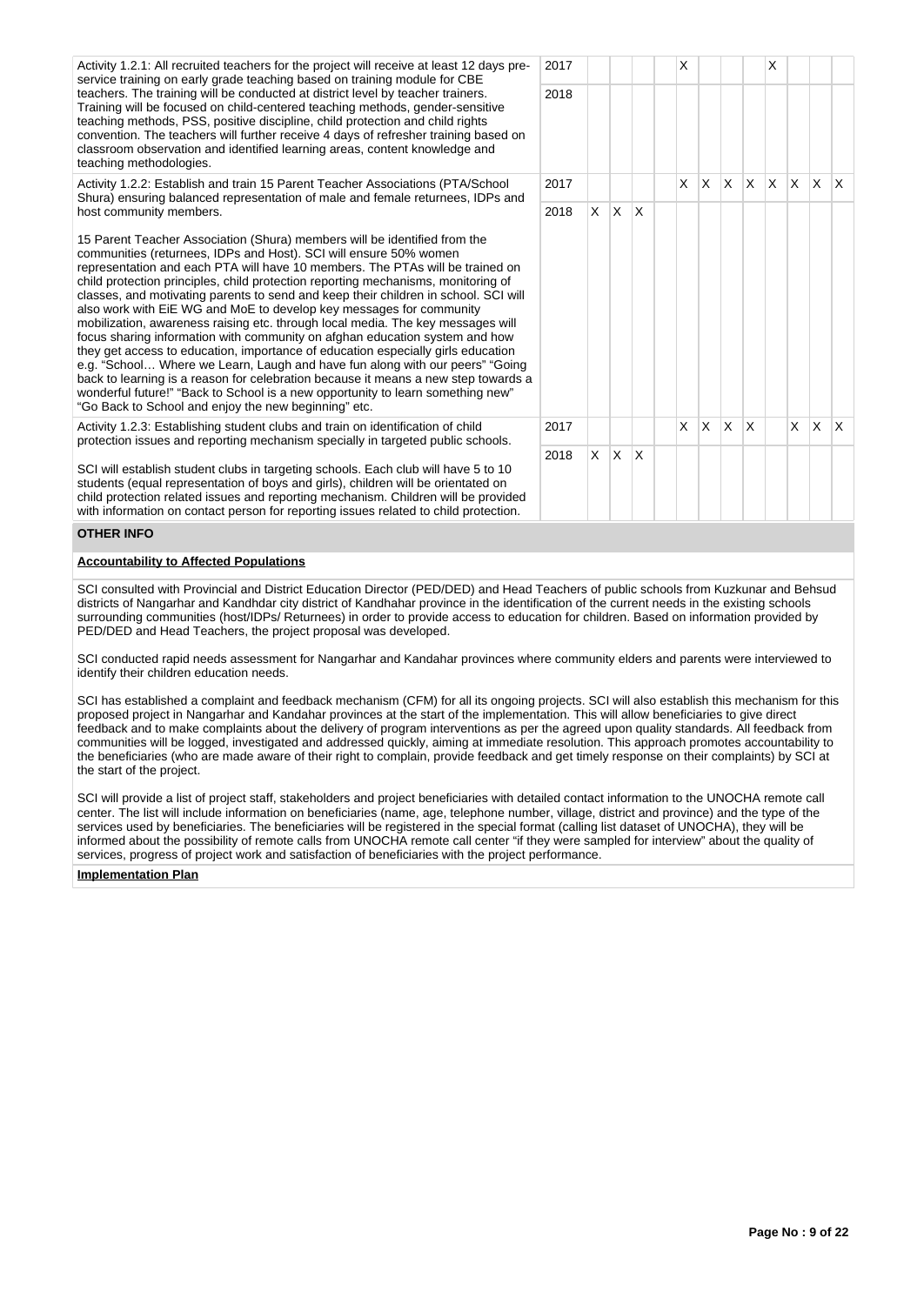| Activity | Year | 1 | 2 | 3 | 4 | 5 | 6 | 7 | 8 | 9 | 10 | 11 | 12 |
|---|---|---|---|---|---|---|---|---|---|---|---|---|---|
| Activity 1.2.1: All recruited teachers for the project will receive at least 12 days pre-service training on early grade teaching based on training module for CBE teachers. The training will be conducted at district level by teacher trainers. Training will be focused on child-centered teaching methods, gender-sensitive teaching methods, PSS, positive discipline, child protection and child rights convention. The teachers will further receive 4 days of refresher training based on classroom observation and identified learning areas, content knowledge and teaching methodologies. | 2017 | | | | | X | | | | X | | | |
| | 2018 | | | | | | | | | | | | |
| Activity 1.2.2: Establish and train 15 Parent Teacher Associations (PTA/School Shura) ensuring balanced representation of male and female returnees, IDPs and host community members.<br><br>15 Parent Teacher Association (Shura) members will be identified from the communities (returnees, IDPs and Host). SCI will ensure 50% women representation and each PTA will have 10 members. The PTAs will be trained on child protection principles, child protection reporting mechanisms, monitoring of classes, and motivating parents to send and keep their children in school. SCI will also work with EiE WG and MoE to develop key messages for community mobilization, awareness raising etc. through local media. The key messages will focus sharing information with community on afghan education system and how they get access to education, importance of education especially girls education e.g. "School… Where we Learn, Laugh and have fun along with our peers" "Going back to learning is a reason for celebration because it means a new step towards a wonderful future!" "Back to School is a new opportunity to learn something new" "Go Back to School and enjoy the new beginning" etc. | 2017 | | | | | X | X | X | X | X | X | X | X |
| | 2018 | X | X | X | | | | | | | | | |
| Activity 1.2.3: Establishing student clubs and train on identification of child protection issues and reporting mechanism specially in targeted public schools.<br><br>SCI will establish student clubs in targeting schools. Each club will have 5 to 10 students (equal representation of boys and girls), children will be orientated on child protection related issues and reporting mechanism. Children will be provided with information on contact person for reporting issues related to child protection. | 2017 | | | | | X | X | X | X | | X | X | X |
| | 2018 | X | X | X | | | | | | | | | |

## OTHER INFO

**Accountability to Affected Populations**

SCI consulted with Provincial and District Education Director (PED/DED) and Head Teachers of public schools from Kuzkunar and Behsud districts of Nangarhar and Kandhdar city district of Kandhahar province in the identification of the current needs in the existing schools surrounding communities (host/IDPs/ Returnees) in order to provide access to education for children. Based on information provided by PED/DED and Head Teachers, the project proposal was developed.

SCI conducted rapid needs assessment for Nangarhar and Kandahar provinces where community elders and parents were interviewed to identify their children education needs.

SCI has established a complaint and feedback mechanism (CFM) for all its ongoing projects. SCI will also establish this mechanism for this proposed project in Nangarhar and Kandahar provinces at the start of the implementation. This will allow beneficiaries to give direct feedback and to make complaints about the delivery of program interventions as per the agreed upon quality standards. All feedback from communities will be logged, investigated and addressed quickly, aiming at immediate resolution. This approach promotes accountability to the beneficiaries (who are made aware of their right to complain, provide feedback and get timely response on their complaints) by SCI at the start of the project.

SCI will provide a list of project staff, stakeholders and project beneficiaries with detailed contact information to the UNOCHA remote call center. The list will include information on beneficiaries (name, age, telephone number, village, district and province) and the type of the services used by beneficiaries. The beneficiaries will be registered in the special format (calling list dataset of UNOCHA), they will be informed about the possibility of remote calls from UNOCHA remote call center "if they were sampled for interview" about the quality of services, progress of project work and satisfaction of beneficiaries with the project performance.

**Implementation Plan**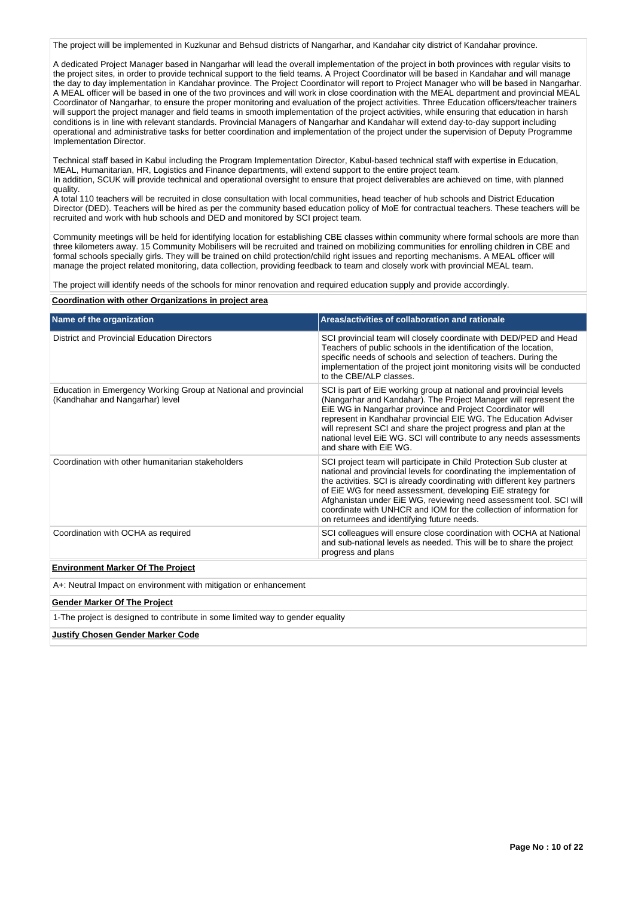The project will be implemented in Kuzkunar and Behsud districts of Nangarhar, and Kandahar city district of Kandahar province.

A dedicated Project Manager based in Nangarhar will lead the overall implementation of the project in both provinces with regular visits to the project sites, in order to provide technical support to the field teams. A Project Coordinator will be based in Kandahar and will manage the day to day implementation in Kandahar province. The Project Coordinator will report to Project Manager who will be based in Nangarhar. A MEAL officer will be based in one of the two provinces and will work in close coordination with the MEAL department and provincial MEAL Coordinator of Nangarhar, to ensure the proper monitoring and evaluation of the project activities. Three Education officers/teacher trainers will support the project manager and field teams in smooth implementation of the project activities, while ensuring that education in harsh conditions is in line with relevant standards. Provincial Managers of Nangarhar and Kandahar will extend day-to-day support including operational and administrative tasks for better coordination and implementation of the project under the supervision of Deputy Programme Implementation Director.

Technical staff based in Kabul including the Program Implementation Director, Kabul-based technical staff with expertise in Education, MEAL, Humanitarian, HR, Logistics and Finance departments, will extend support to the entire project team.
In addition, SCUK will provide technical and operational oversight to ensure that project deliverables are achieved on time, with planned quality.
A total 110 teachers will be recruited in close consultation with local communities, head teacher of hub schools and District Education Director (DED). Teachers will be hired as per the community based education policy of MoE for contractual teachers. These teachers will be recruited and work with hub schools and DED and monitored by SCI project team.

Community meetings will be held for identifying location for establishing CBE classes within community where formal schools are more than three kilometers away. 15 Community Mobilisers will be recruited and trained on mobilizing communities for enrolling children in CBE and formal schools specially girls. They will be trained on child protection/child right issues and reporting mechanisms. A MEAL officer will manage the project related monitoring, data collection, providing feedback to team and closely work with provincial MEAL team.

The project will identify needs of the schools for minor renovation and required education supply and provide accordingly.

**Coordination with other Organizations in project area**

| Name of the organization | Areas/activities of collaboration and rationale |
|---|---|
| District and Provincial Education Directors | SCI provincial team will closely coordinate with DED/PED and Head Teachers of public schools in the identification of the location, specific needs of schools and selection of teachers. During the implementation of the project joint monitoring visits will be conducted to the CBE/ALP classes. |
| Education in Emergency Working Group at National and provincial (Kandahar and Nangarhar) level | SCI is part of EiE working group at national and provincial levels (Nangarhar and Kandahar). The Project Manager will represent the EiE WG in Nangarhar province and Project Coordinator will represent in Kandhahar provincial EIE WG. The Education Adviser will represent SCI and share the project progress and plan at the national level EiE WG. SCI will contribute to any needs assessments and share with EiE WG. |
| Coordination with other humanitarian stakeholders | SCI project team will participate in Child Protection Sub cluster at national and provincial levels for coordinating the implementation of the activities. SCI is already coordinating with different key partners of EiE WG for need assessment, developing EiE strategy for Afghanistan under EiE WG, reviewing need assessment tool. SCI will coordinate with UNHCR and IOM for the collection of information for on returnees and identifying future needs. |
| Coordination with OCHA as required | SCI colleagues will ensure close coordination with OCHA at National and sub-national levels as needed. This will be to share the project progress and plans |

**Environment Marker Of The Project**

A+: Neutral Impact on environment with mitigation or enhancement

**Gender Marker Of The Project**

1-The project is designed to contribute in some limited way to gender equality

**Justify Chosen Gender Marker Code**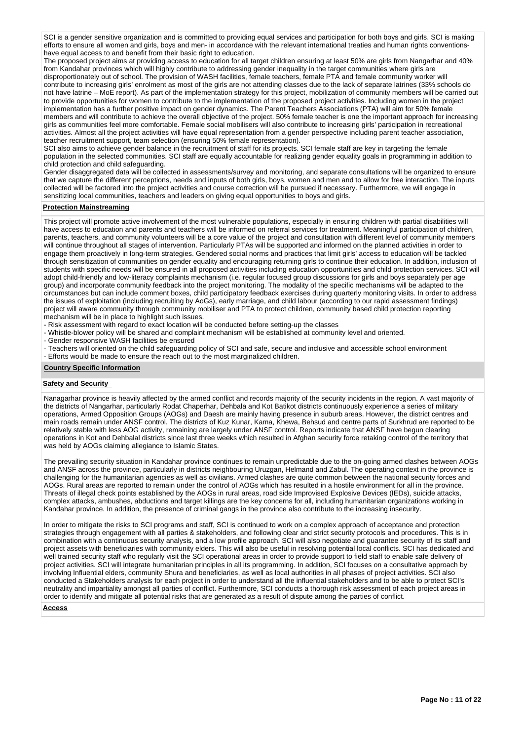SCI is a gender sensitive organization and is committed to providing equal services and participation for both boys and girls. SCI is making efforts to ensure all women and girls, boys and men- in accordance with the relevant international treaties and human rights conventions- have equal access to and benefit from their basic right to education.

The proposed project aims at providing access to education for all target children ensuring at least 50% are girls from Nangarhar and 40% from Kandahar provinces which will highly contribute to addressing gender inequality in the target communities where girls are disproportionately out of school. The provision of WASH facilities, female teachers, female PTA and female community worker will contribute to increasing girls' enrolment as most of the girls are not attending classes due to the lack of separate latrines (33% schools do not have latrine – MoE report). As part of the implementation strategy for this project, mobilization of community members will be carried out to provide opportunities for women to contribute to the implementation of the proposed project activities. Including women in the project implementation has a further positive impact on gender dynamics. The Parent Teachers Associations (PTA) will aim for 50% female members and will contribute to achieve the overall objective of the project. 50% female teacher is one the important approach for increasing girls as communities feel more comfortable. Female social mobilisers will also contribute to increasing girls' participation in recreational activities. Almost all the project activities will have equal representation from a gender perspective including parent teacher association, teacher recruitment support, team selection (ensuring 50% female representation).

SCI also aims to achieve gender balance in the recruitment of staff for its projects. SCI female staff are key in targeting the female population in the selected communities. SCI staff are equally accountable for realizing gender equality goals in programming in addition to child protection and child safeguarding.

Gender disaggregated data will be collected in assessments/survey and monitoring, and separate consultations will be organized to ensure that we capture the different perceptions, needs and inputs of both girls, boys, women and men and to allow for free interaction. The inputs collected will be factored into the project activities and course correction will be pursued if necessary. Furthermore, we will engage in sensitizing local communities, teachers and leaders on giving equal opportunities to boys and girls.

**Protection Mainstreaming**

This project will promote active involvement of the most vulnerable populations, especially in ensuring children with partial disabilities will have access to education and parents and teachers will be informed on referral services for treatment. Meaningful participation of children, parents, teachers, and community volunteers will be a core value of the project and consultation with different level of community members will continue throughout all stages of intervention. Particularly PTAs will be supported and informed on the planned activities in order to engage them proactively in long-term strategies. Gendered social norms and practices that limit girls' access to education will be tackled through sensitization of communities on gender equality and encouraging returning girls to continue their education. In addition, inclusion of students with specific needs will be ensured in all proposed activities including education opportunities and child protection services. SCI will adopt child-friendly and low-literacy complaints mechanism (i.e. regular focused group discussions for girls and boys separately per age group) and incorporate community feedback into the project monitoring. The modality of the specific mechanisms will be adapted to the circumstances but can include comment boxes, child participatory feedback exercises during quarterly monitoring visits. In order to address the issues of exploitation (including recruiting by AoGs), early marriage, and child labour (according to our rapid assessment findings) project will aware community through community mobiliser and PTA to protect children, community based child protection reporting mechanism will be in place to highlight such issues.

- Risk assessment with regard to exact location will be conducted before setting-up the classes
- Whistle-blower policy will be shared and complaint mechanism will be established at community level and oriented.
- Gender responsive WASH facilities be ensured
- Teachers will oriented on the child safeguarding policy of SCI and safe, secure and inclusive and accessible school environment
- Efforts would be made to ensure the reach out to the most marginalized children.

**Country Specific Information**

**Safety and Security**

Nanagarhar province is heavily affected by the armed conflict and records majority of the security incidents in the region. A vast majority of the districts of Nangarhar, particularly Rodat Chaperhar, Dehbala and Kot Batikot districts continuously experience a series of military operations, Armed Opposition Groups (AOGs) and Daesh are mainly having presence in suburb areas. However, the district centres and main roads remain under ANSF control. The districts of Kuz Kunar, Kama, Khewa, Behsud and centre parts of Surkhrud are reported to be relatively stable with less AOG activity, remaining are largely under ANSF control. Reports indicate that ANSF have begun clearing operations in Kot and Dehbalal districts since last three weeks which resulted in Afghan security force retaking control of the territory that was held by AOGs claiming allegiance to Islamic States.

The prevailing security situation in Kandahar province continues to remain unpredictable due to the on-going armed clashes between AOGs and ANSF across the province, particularly in districts neighbouring Uruzgan, Helmand and Zabul. The operating context in the province is challenging for the humanitarian agencies as well as civilians. Armed clashes are quite common between the national security forces and AOGs. Rural areas are reported to remain under the control of AOGs which has resulted in a hostile environment for all in the province. Threats of illegal check points established by the AOGs in rural areas, road side Improvised Explosive Devices (IEDs), suicide attacks, complex attacks, ambushes, abductions and target killings are the key concerns for all, including humanitarian organizations working in Kandahar province. In addition, the presence of criminal gangs in the province also contribute to the increasing insecurity.

In order to mitigate the risks to SCI programs and staff, SCI is continued to work on a complex approach of acceptance and protection strategies through engagement with all parties & stakeholders, and following clear and strict security protocols and procedures. This is in combination with a continuous security analysis, and a low profile approach. SCI will also negotiate and guarantee security of its staff and project assets with beneficiaries with community elders. This will also be useful in resolving potential local conflicts. SCI has dedicated and well trained security staff who regularly visit the SCI operational areas in order to provide support to field staff to enable safe delivery of project activities. SCI will integrate humanitarian principles in all its programming. In addition, SCI focuses on a consultative approach by involving Influential elders, community Shura and beneficiaries, as well as local authorities in all phases of project activities. SCI also conducted a Stakeholders analysis for each project in order to understand all the influential stakeholders and to be able to protect SCI's neutrality and impartiality amongst all parties of conflict. Furthermore, SCI conducts a thorough risk assessment of each project areas in order to identify and mitigate all potential risks that are generated as a result of dispute among the parties of conflict.

**Access**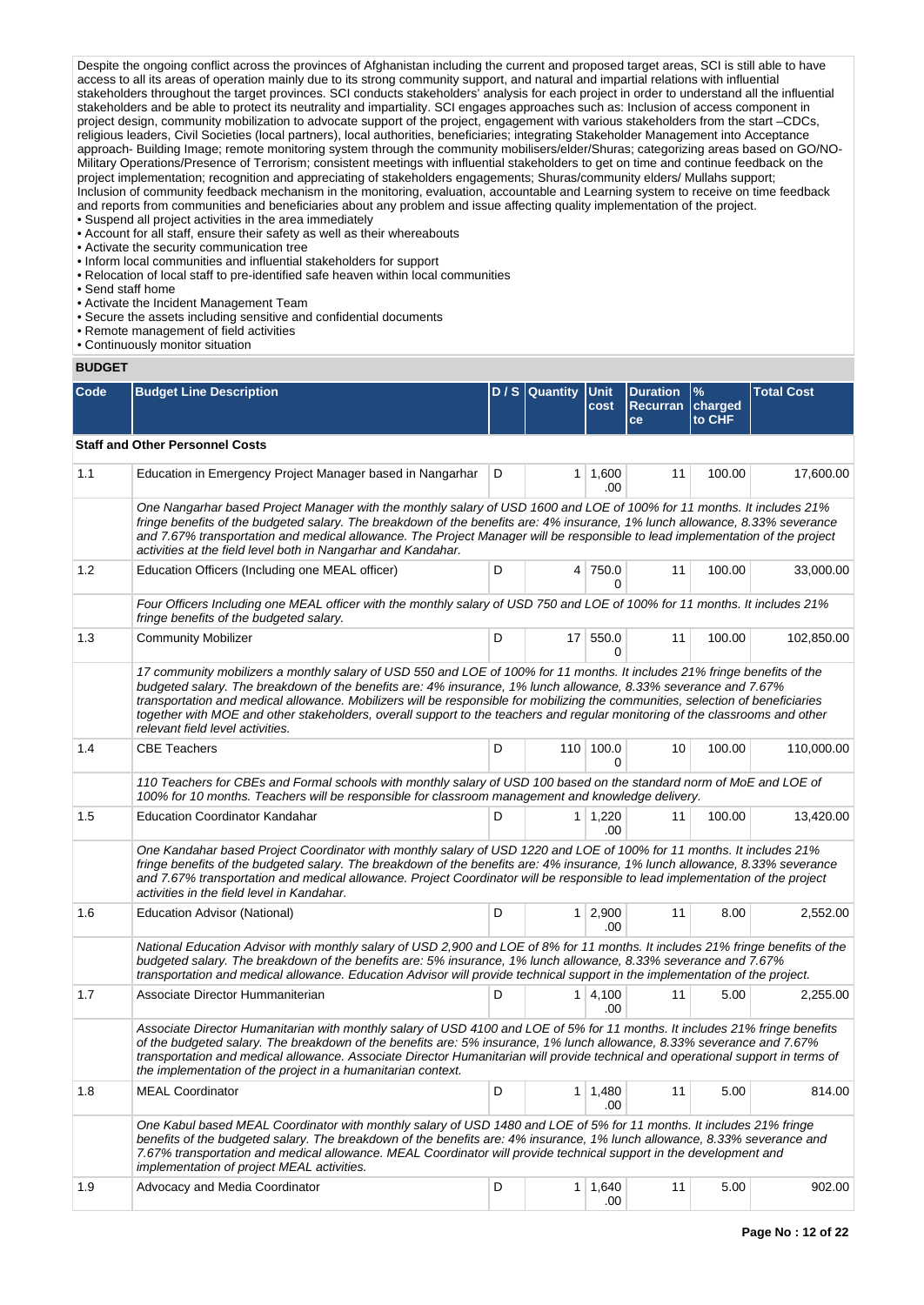Despite the ongoing conflict across the provinces of Afghanistan including the current and proposed target areas, SCI is still able to have access to all its areas of operation mainly due to its strong community support, and natural and impartial relations with influential stakeholders throughout the target provinces. SCI conducts stakeholders' analysis for each project in order to understand all the influential stakeholders and be able to protect its neutrality and impartiality. SCI engages approaches such as: Inclusion of access component in project design, community mobilization to advocate support of the project, engagement with various stakeholders from the start –CDCs, religious leaders, Civil Societies (local partners), local authorities, beneficiaries; integrating Stakeholder Management into Acceptance approach- Building Image; remote monitoring system through the community mobilisers/elder/Shuras; categorizing areas based on GO/NO-Military Operations/Presence of Terrorism; consistent meetings with influential stakeholders to get on time and continue feedback on the project implementation; recognition and appreciating of stakeholders engagements; Shuras/community elders/ Mullahs support; Inclusion of community feedback mechanism in the monitoring, evaluation, accountable and Learning system to receive on time feedback and reports from communities and beneficiaries about any problem and issue affecting quality implementation of the project.

- Suspend all project activities in the area immediately
- Account for all staff, ensure their safety as well as their whereabouts
- Activate the security communication tree
- Inform local communities and influential stakeholders for support
- Relocation of local staff to pre-identified safe heaven within local communities
- Send staff home
- Activate the Incident Management Team
- Secure the assets including sensitive and confidential documents
- Remote management of field activities
- Continuously monitor situation

## BUDGET

| Code | Budget Line Description | D / S | Quantity | Unit cost | Duration Recurrance | % charged to CHF | Total Cost |
|---|---|---|---|---|---|---|---|
| **Staff and Other Personnel Costs** | | | | | | | |
| 1.1 | Education in Emergency Project Manager based in Nangarhar | D | 1 | 1,600.00 | 11 | 100.00 | 17,600.00 |
| | *One Nangarhar based Project Manager with the monthly salary of USD 1600 and LOE of 100% for 11 months. It includes 21% fringe benefits of the budgeted salary. The breakdown of the benefits are: 4% insurance, 1% lunch allowance, 8.33% severance and 7.67% transportation and medical allowance. The Project Manager will be responsible to lead implementation of the project activities at the field level both in Nangarhar and Kandahar.* | | | | | | |
| 1.2 | Education Officers (Including one MEAL officer) | D | 4 | 750.00 | 11 | 100.00 | 33,000.00 |
| | *Four Officers Including one MEAL officer with the monthly salary of USD 750 and LOE of 100% for 11 months. It includes 21% fringe benefits of the budgeted salary.* | | | | | | |
| 1.3 | Community Mobilizer | D | 17 | 550.00 | 11 | 100.00 | 102,850.00 |
| | *17 community mobilizers a monthly salary of USD 550 and LOE of 100% for 11 months. It includes 21% fringe benefits of the budgeted salary. The breakdown of the benefits are: 4% insurance, 1% lunch allowance, 8.33% severance and 7.67% transportation and medical allowance. Mobilizers will be responsible for mobilizing the communities, selection of beneficiaries together with MOE and other stakeholders, overall support to the teachers and regular monitoring of the classrooms and other relevant field level activities.* | | | | | | |
| 1.4 | CBE Teachers | D | 110 | 100.00 | 10 | 100.00 | 110,000.00 |
| | *110 Teachers for CBEs and Formal schools with monthly salary of USD 100 based on the standard norm of MoE and LOE of 100% for 10 months. Teachers will be responsible for classroom management and knowledge delivery.* | | | | | | |
| 1.5 | Education Coordinator Kandahar | D | 1 | 1,220.00 | 11 | 100.00 | 13,420.00 |
| | *One Kandahar based Project Coordinator with monthly salary of USD 1220 and LOE of 100% for 11 months. It includes 21% fringe benefits of the budgeted salary. The breakdown of the benefits are: 4% insurance, 1% lunch allowance, 8.33% severance and 7.67% transportation and medical allowance. Project Coordinator will be responsible to lead implementation of the project activities in the field level in Kandahar.* | | | | | | |
| 1.6 | Education Advisor (National) | D | 1 | 2,900.00 | 11 | 8.00 | 2,552.00 |
| | *National Education Advisor with monthly salary of USD 2,900 and LOE of 8% for 11 months. It includes 21% fringe benefits of the budgeted salary. The breakdown of the benefits are: 5% insurance, 1% lunch allowance, 8.33% severance and 7.67% transportation and medical allowance. Education Advisor will provide technical support in the implementation of the project.* | | | | | | |
| 1.7 | Associate Director Hummaniterian | D | 1 | 4,100.00 | 11 | 5.00 | 2,255.00 |
| | *Associate Director Humanitarian with monthly salary of USD 4100 and LOE of 5% for 11 months. It includes 21% fringe benefits of the budgeted salary. The breakdown of the benefits are: 5% insurance, 1% lunch allowance, 8.33% severance and 7.67% transportation and medical allowance. Associate Director Humanitarian will provide technical and operational support in terms of the implementation of the project in a humanitarian context.* | | | | | | |
| 1.8 | MEAL Coordinator | D | 1 | 1,480.00 | 11 | 5.00 | 814.00 |
| | *One Kabul based MEAL Coordinator with monthly salary of USD 1480 and LOE of 5% for 11 months. It includes 21% fringe benefits of the budgeted salary. The breakdown of the benefits are: 4% insurance, 1% lunch allowance, 8.33% severance and 7.67% transportation and medical allowance. MEAL Coordinator will provide technical support in the development and implementation of project MEAL activities.* | | | | | | |
| 1.9 | Advocacy and Media Coordinator | D | 1 | 1,640.00 | 11 | 5.00 | 902.00 |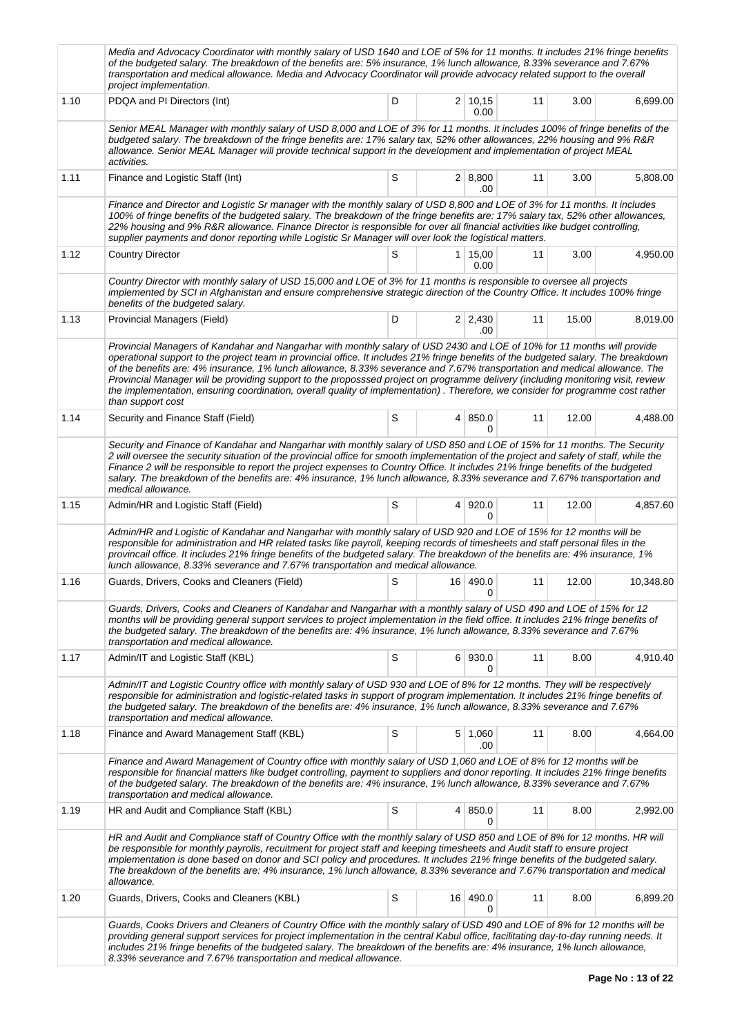| | | | | | | | |
|---|---|---|---|---|---|---|---|
| | Media and Advocacy Coordinator with monthly salary of USD 1640 and LOE of 5% for 11 months. It includes 21% fringe benefits of the budgeted salary. The breakdown of the benefits are: 5% insurance, 1% lunch allowance, 8.33% severance and 7.67% transportation and medical allowance. Media and Advocacy Coordinator will provide advocacy related support to the overall project implementation. | | | | | | |
| 1.10 | PDQA and PI Directors (Int) | D | 2 | 10,150.00 | 11 | 3.00 | 6,699.00 |
| | Senior MEAL Manager with monthly salary of USD 8,000 and LOE of 3% for 11 months. It includes 100% of fringe benefits of the budgeted salary. The breakdown of the fringe benefits are: 17% salary tax, 52% other allowances, 22% housing and 9% R&R allowance. Senior MEAL Manager will provide technical support in the development and implementation of project MEAL activities. | | | | | | |
| 1.11 | Finance and Logistic Staff (Int) | S | 2 | 8,800.00 | 11 | 3.00 | 5,808.00 |
| | Finance and Director and Logistic Sr manager with the monthly salary of USD 8,800 and LOE of 3% for 11 months. It includes 100% of fringe benefits of the budgeted salary. The breakdown of the fringe benefits are: 17% salary tax, 52% other allowances, 22% housing and 9% R&R allowance. Finance Director is responsible for over all financial activities like budget controlling, supplier payments and donor reporting while Logistic Sr Manager will over look the logistical matters. | | | | | | |
| 1.12 | Country Director | S | 1 | 15,000.00 | 11 | 3.00 | 4,950.00 |
| | Country Director with monthly salary of USD 15,000 and LOE of 3% for 11 months is responsible to oversee all projects implemented by SCI in Afghanistan and ensure comprehensive strategic direction of the Country Office. It includes 100% fringe benefits of the budgeted salary. | | | | | | |
| 1.13 | Provincial Managers (Field) | D | 2 | 2,430.00 | 11 | 15.00 | 8,019.00 |
| | Provincial Managers of Kandahar and Nangarhar with monthly salary of USD 2430 and LOE of 10% for 11 months will provide operational support to the project team in provincial office. It includes 21% fringe benefits of the budgeted salary. The breakdown of the benefits are: 4% insurance, 1% lunch allowance, 8.33% severance and 7.67% transportation and medical allowance. The Provincial Manager will be providing support to the proposssed project on programme delivery (including monitoring visit, review the implementation, ensuring coordination, overall quality of implementation) . Therefore, we consider for programme cost rather than support cost | | | | | | |
| 1.14 | Security and Finance Staff (Field) | S | 4 | 850.00 | 11 | 12.00 | 4,488.00 |
| | Security and Finance of Kandahar and Nangarhar with monthly salary of USD 850 and LOE of 15% for 11 months. The Security 2 will oversee the security situation of the provincial office for smooth implementation of the project and safety of staff, while the Finance 2 will be responsible to report the project expenses to Country Office. It includes 21% fringe benefits of the budgeted salary. The breakdown of the benefits are: 4% insurance, 1% lunch allowance, 8.33% severance and 7.67% transportation and medical allowance. | | | | | | |
| 1.15 | Admin/HR and Logistic Staff (Field) | S | 4 | 920.00 | 11 | 12.00 | 4,857.60 |
| | Admin/HR and Logistic of Kandahar and Nangarhar with monthly salary of USD 920 and LOE of 15% for 12 months will be responsible for administration and HR related tasks like payroll, keeping records of timesheets and staff personal files in the provincail office. It includes 21% fringe benefits of the budgeted salary. The breakdown of the benefits are: 4% insurance, 1% lunch allowance, 8.33% severance and 7.67% transportation and medical allowance. | | | | | | |
| 1.16 | Guards, Drivers, Cooks and Cleaners (Field) | S | 16 | 490.00 | 11 | 12.00 | 10,348.80 |
| | Guards, Drivers, Cooks and Cleaners of Kandahar and Nangarhar with a monthly salary of USD 490 and LOE of 15% for 12 months will be providing general support services to project implementation in the field office. It includes 21% fringe benefits of the budgeted salary. The breakdown of the benefits are: 4% insurance, 1% lunch allowance, 8.33% severance and 7.67% transportation and medical allowance. | | | | | | |
| 1.17 | Admin/IT and Logistic Staff (KBL) | S | 6 | 930.00 | 11 | 8.00 | 4,910.40 |
| | Admin/IT and Logistic Country office with monthly salary of USD 930 and LOE of 8% for 12 months. They will be respectively responsible for administration and logistic-related tasks in support of program implementation. It includes 21% fringe benefits of the budgeted salary. The breakdown of the benefits are: 4% insurance, 1% lunch allowance, 8.33% severance and 7.67% transportation and medical allowance. | | | | | | |
| 1.18 | Finance and Award Management Staff (KBL) | S | 5 | 1,060.00 | 11 | 8.00 | 4,664.00 |
| | Finance and Award Management of Country office with monthly salary of USD 1,060 and LOE of 8% for 12 months will be responsible for financial matters like budget controlling, payment to suppliers and donor reporting. It includes 21% fringe benefits of the budgeted salary. The breakdown of the benefits are: 4% insurance, 1% lunch allowance, 8.33% severance and 7.67% transportation and medical allowance. | | | | | | |
| 1.19 | HR and Audit and Compliance Staff (KBL) | S | 4 | 850.00 | 11 | 8.00 | 2,992.00 |
| | HR and Audit and Compliance staff of Country Office with the monthly salary of USD 850 and LOE of 8% for 12 months. HR will be responsible for monthly payrolls, recuitment for project staff and keeping timesheets and Audit staff to ensure project implementation is done based on donor and SCI policy and procedures. It includes 21% fringe benefits of the budgeted salary. The breakdown of the benefits are: 4% insurance, 1% lunch allowance, 8.33% severance and 7.67% transportation and medical allowance. | | | | | | |
| 1.20 | Guards, Drivers, Cooks and Cleaners (KBL) | S | 16 | 490.00 | 11 | 8.00 | 6,899.20 |
| | Guards, Cooks Drivers and Cleaners of Country Office with the monthly salary of USD 490 and LOE of 8% for 12 months will be providing general support services for project implementation in the central Kabul office, facilitating day-to-day running needs. It includes 21% fringe benefits of the budgeted salary. The breakdown of the benefits are: 4% insurance, 1% lunch allowance, 8.33% severance and 7.67% transportation and medical allowance. | | | | | | |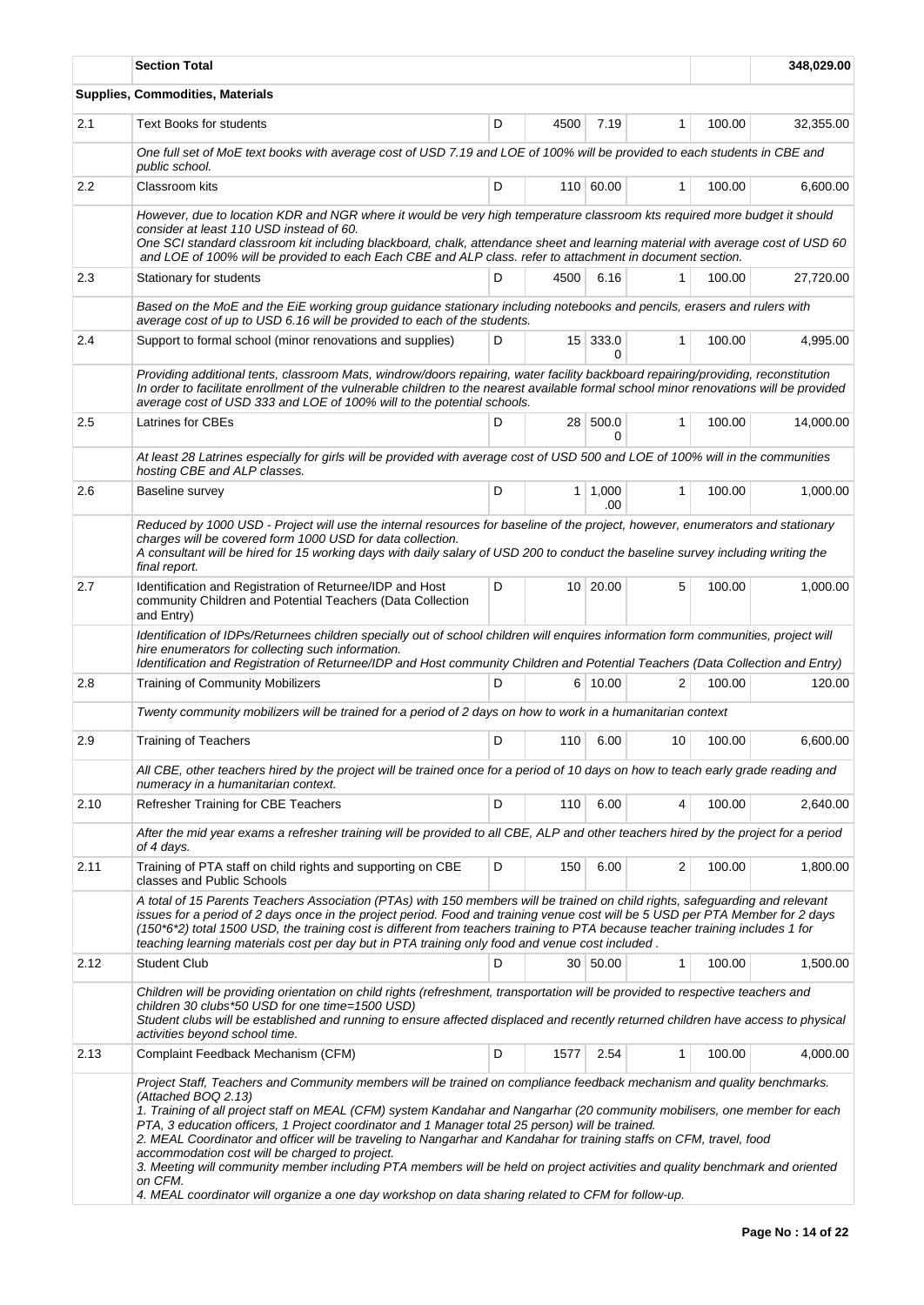| | Section Total | | | | | | 348,029.00 |
|---|---|---|---|---|---|---|---|
| | **Supplies, Commodities, Materials** | | | | | | |
| 2.1 | Text Books for students | D | 4500 | 7.19 | 1 | 100.00 | 32,355.00 |
| | *One full set of MoE text books with average cost of USD 7.19 and LOE of 100% will be provided to each students in CBE and public school.* | | | | | | |
| 2.2 | Classroom kits | D | 110 | 60.00 | 1 | 100.00 | 6,600.00 |
| | *However, due to location KDR and NGR where it would be very high temperature classroom kts required more budget it should consider at least 110 USD instead of 60.* *One SCI standard classroom kit including blackboard, chalk, attendance sheet and learning material with average cost of USD 60 and LOE of 100% will be provided to each Each CBE and ALP class. refer to attachment in document section.* | | | | | | |
| 2.3 | Stationary for students | D | 4500 | 6.16 | 1 | 100.00 | 27,720.00 |
| | *Based on the MoE and the EiE working group guidance stationary including notebooks and pencils, erasers and rulers with average cost of up to USD 6.16 will be provided to each of the students.* | | | | | | |
| 2.4 | Support to formal school (minor renovations and supplies) | D | 15 | 333.00 | 1 | 100.00 | 4,995.00 |
| | *Providing additional tents, classroom Mats, windrow/doors repairing, water facility backboard repairing/providing, reconstitution In order to facilitate enrollment of the vulnerable children to the nearest available formal school minor renovations will be provided average cost of USD 333 and LOE of 100% will to the potential schools.* | | | | | | |
| 2.5 | Latrines for CBEs | D | 28 | 500.00 | 1 | 100.00 | 14,000.00 |
| | *At least 28 Latrines especially for girls will be provided with average cost of USD 500 and LOE of 100% will in the communities hosting CBE and ALP classes.* | | | | | | |
| 2.6 | Baseline survey | D | 1 | 1,000.00 | 1 | 100.00 | 1,000.00 |
| | *Reduced by 1000 USD - Project will use the internal resources for baseline of the project, however, enumerators and stationary charges will be covered form 1000 USD for data collection.* *A consultant will be hired for 15 working days with daily salary of USD 200 to conduct the baseline survey including writing the final report.* | | | | | | |
| 2.7 | Identification and Registration of Returnee/IDP and Host community Children and Potential Teachers (Data Collection and Entry) | D | 10 | 20.00 | 5 | 100.00 | 1,000.00 |
| | *Identification of IDPs/Returnees children specially out of school children will enquires information form communities, project will hire enumerators for collecting such information.* *Identification and Registration of Returnee/IDP and Host community Children and Potential Teachers (Data Collection and Entry)* | | | | | | |
| 2.8 | Training of Community Mobilizers | D | 6 | 10.00 | 2 | 100.00 | 120.00 |
| | *Twenty community mobilizers will be trained for a period of 2 days on how to work in a humanitarian context* | | | | | | |
| 2.9 | Training of Teachers | D | 110 | 6.00 | 10 | 100.00 | 6,600.00 |
| | *All CBE, other teachers hired by the project will be trained once for a period of 10 days on how to teach early grade reading and numeracy in a humanitarian context.* | | | | | | |
| 2.10 | Refresher Training for CBE Teachers | D | 110 | 6.00 | 4 | 100.00 | 2,640.00 |
| | *After the mid year exams a refresher training will be provided to all CBE, ALP and other teachers hired by the project for a period of 4 days.* | | | | | | |
| 2.11 | Training of PTA staff on child rights and supporting on CBE classes and Public Schools | D | 150 | 6.00 | 2 | 100.00 | 1,800.00 |
| | *A total of 15 Parents Teachers Association (PTAs) with 150 members will be trained on child rights, safeguarding and relevant issues for a period of 2 days once in the project period. Food and training venue cost will be 5 USD per PTA Member for 2 days (150*6*2) total 1500 USD, the training cost is different from teachers training to PTA because teacher training includes 1 for teaching learning materials cost per day but in PTA training only food and venue cost included .* | | | | | | |
| 2.12 | Student Club | D | 30 | 50.00 | 1 | 100.00 | 1,500.00 |
| | *Children will be providing orientation on child rights (refreshment, transportation will be provided to respective teachers and children 30 clubs*50 USD for one time=1500 USD)* *Student clubs will be established and running to ensure affected displaced and recently returned children have access to physical activities beyond school time.* | | | | | | |
| 2.13 | Complaint Feedback Mechanism (CFM) | D | 1577 | 2.54 | 1 | 100.00 | 4,000.00 |
| | *Project Staff, Teachers and Community members will be trained on compliance feedback mechanism and quality benchmarks. (Attached BOQ 2.13)* *1. Training of all project staff on MEAL (CFM) system Kandahar and Nangarhar (20 community mobilisers, one member for each PTA, 3 education officers, 1 Project coordinator and 1 Manager total 25 person) will be trained.* *2. MEAL Coordinator and officer will be traveling to Nangarhar and Kandahar for training staffs on CFM, travel, food accommodation cost will be charged to project.* *3. Meeting will community member including PTA members will be held on project activities and quality benchmark and oriented on CFM.* *4. MEAL coordinator will organize a one day workshop on data sharing related to CFM for follow-up.* | | | | | | |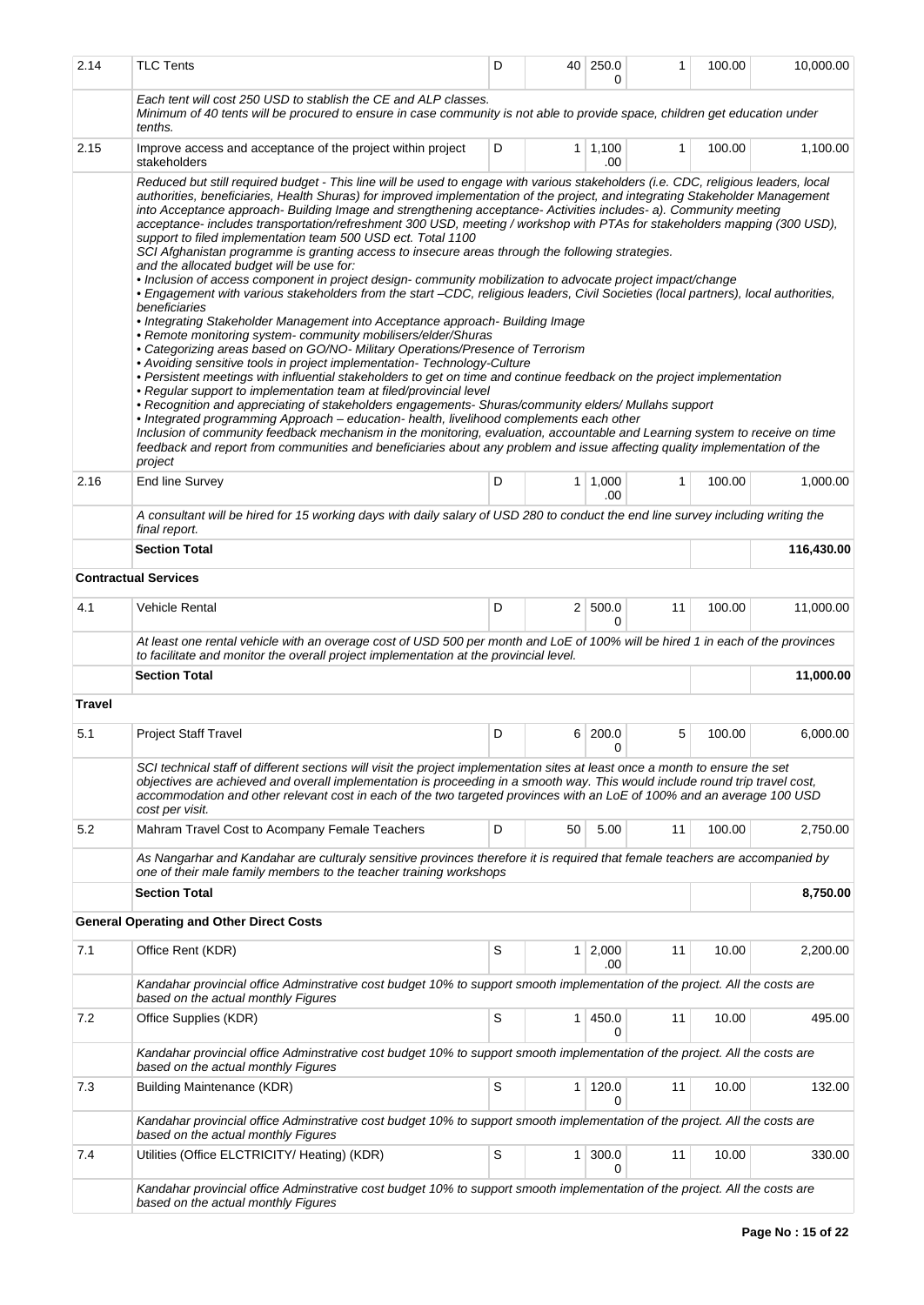| | | | | | | | |
|---|---|---|---|---|---|---|---|
| 2.14 | TLC Tents | D | 40 | 250.00 | 1 | 100.00 | 10,000.00 |
| | *Each tent will cost 250 USD to stablish the CE and ALP classes. Minimum of 40 tents will be procured to ensure in case community is not able to provide space, children get education under tenths.* | | | | | | |
| 2.15 | Improve access and acceptance of the project within project stakeholders | D | 1 | 1,100.00 | 1 | 100.00 | 1,100.00 |
| | *Reduced but still required budget - This line will be used to engage with various stakeholders (i.e. CDC, religious leaders, local authorities, beneficiaries, Health Shuras) for improved implementation of the project, and integrating Stakeholder Management into Acceptance approach- Building Image and strengthening acceptance- Activities includes- a). Community meeting acceptance- includes transportation/refreshment 300 USD, meeting / workshop with PTAs for stakeholders mapping (300 USD), support to filed implementation team 500 USD ect. Total 1100*<br>*SCI Afghanistan programme is granting access to insecure areas through the following strategies. and the allocated budget will be use for:*<br>*• Inclusion of access component in project design- community mobilization to advocate project impact/change*<br>*• Engagement with various stakeholders from the start –CDC, religious leaders, Civil Societies (local partners), local authorities, beneficiaries*<br>*• Integrating Stakeholder Management into Acceptance approach- Building Image*<br>*• Remote monitoring system- community mobilisers/elder/Shuras*<br>*• Categorizing areas based on GO/NO- Military Operations/Presence of Terrorism*<br>*• Avoiding sensitive tools in project implementation- Technology-Culture*<br>*• Persistent meetings with influential stakeholders to get on time and continue feedback on the project implementation*<br>*• Regular support to implementation team at filed/provincial level*<br>*• Recognition and appreciating of stakeholders engagements- Shuras/community elders/ Mullahs support*<br>*• Integrated programming Approach – education- health, livelihood complements each other*<br>*Inclusion of community feedback mechanism in the monitoring, evaluation, accountable and Learning system to receive on time feedback and report from communities and beneficiaries about any problem and issue affecting quality implementation of the project* | | | | | | |
| 2.16 | End line Survey | D | 1 | 1,000.00 | 1 | 100.00 | 1,000.00 |
| | *A consultant will be hired for 15 working days with daily salary of USD 280 to conduct the end line survey including writing the final report.* | | | | | | |
| | **Section Total** | | | | | | **116,430.00** |
| **Contractual Services** | | | | | | | |
| 4.1 | Vehicle Rental | D | 2 | 500.00 | 11 | 100.00 | 11,000.00 |
| | *At least one rental vehicle with an overage cost of USD 500 per month and LoE of 100% will be hired 1 in each of the provinces to facilitate and monitor the overall project implementation at the provincial level.* | | | | | | |
| | **Section Total** | | | | | | **11,000.00** |
| **Travel** | | | | | | | |
| 5.1 | Project Staff Travel | D | 6 | 200.00 | 5 | 100.00 | 6,000.00 |
| | *SCI technical staff of different sections will visit the project implementation sites at least once a month to ensure the set objectives are achieved and overall implementation is proceeding in a smooth way. This would include round trip travel cost, accommodation and other relevant cost in each of the two targeted provinces with an LoE of 100% and an average 100 USD cost per visit.* | | | | | | |
| 5.2 | Mahram Travel Cost to Acompany Female Teachers | D | 50 | 5.00 | 11 | 100.00 | 2,750.00 |
| | *As Nangarhar and Kandahar are culturaly sensitive provinces therefore it is required that female teachers are accompanied by one of their male family members to the teacher training workshops* | | | | | | |
| | **Section Total** | | | | | | **8,750.00** |
| **General Operating and Other Direct Costs** | | | | | | | |
| 7.1 | Office Rent (KDR) | S | 1 | 2,000.00 | 11 | 10.00 | 2,200.00 |
| | *Kandahar provincial office Adminstrative cost budget 10% to support smooth implementation of the project. All the costs are based on the actual monthly Figures* | | | | | | |
| 7.2 | Office Supplies (KDR) | S | 1 | 450.00 | 11 | 10.00 | 495.00 |
| | *Kandahar provincial office Adminstrative cost budget 10% to support smooth implementation of the project. All the costs are based on the actual monthly Figures* | | | | | | |
| 7.3 | Building Maintenance (KDR) | S | 1 | 120.00 | 11 | 10.00 | 132.00 |
| | *Kandahar provincial office Adminstrative cost budget 10% to support smooth implementation of the project. All the costs are based on the actual monthly Figures* | | | | | | |
| 7.4 | Utilities (Office ELCTRICITY/ Heating) (KDR) | S | 1 | 300.00 | 11 | 10.00 | 330.00 |
| | *Kandahar provincial office Adminstrative cost budget 10% to support smooth implementation of the project. All the costs are based on the actual monthly Figures* | | | | | | |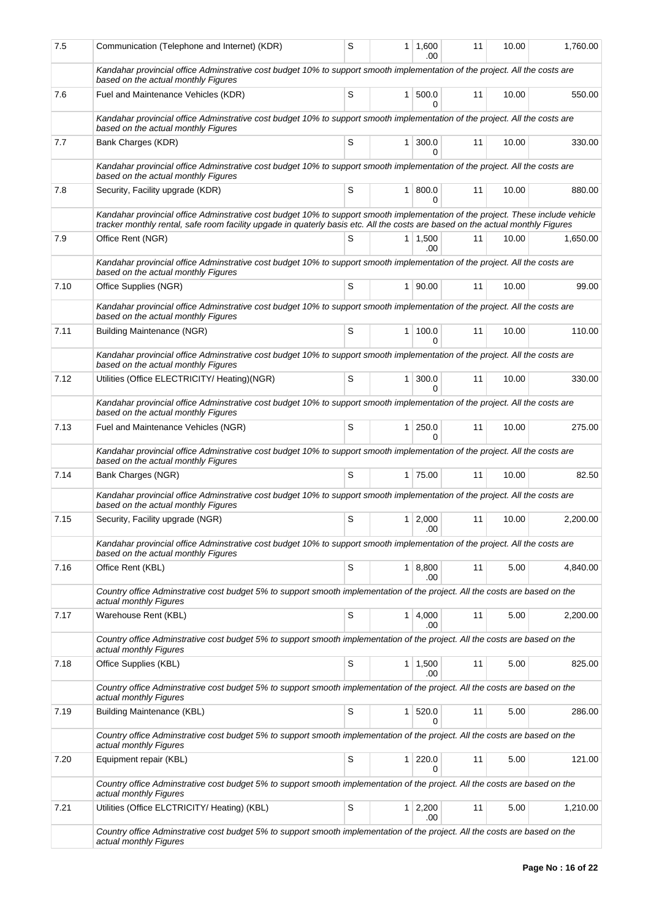| 7.5 | Communication (Telephone and Internet) (KDR) | S | 1 | 1,600.00 | 11 | 10.00 | 1,760.00 |
|---|---|---|---|---|---|---|---|
| | *Kandahar provincial office Adminstrative cost budget 10% to support smooth implementation of the project. All the costs are based on the actual monthly Figures* | | | | | | |
| 7.6 | Fuel and Maintenance Vehicles (KDR) | S | 1 | 500.00 | 11 | 10.00 | 550.00 |
| | *Kandahar provincial office Adminstrative cost budget 10% to support smooth implementation of the project. All the costs are based on the actual monthly Figures* | | | | | | |
| 7.7 | Bank Charges (KDR) | S | 1 | 300.00 | 11 | 10.00 | 330.00 |
| | *Kandahar provincial office Adminstrative cost budget 10% to support smooth implementation of the project. All the costs are based on the actual monthly Figures* | | | | | | |
| 7.8 | Security, Facility upgrade (KDR) | S | 1 | 800.00 | 11 | 10.00 | 880.00 |
| | *Kandahar provincial office Adminstrative cost budget 10% to support smooth implementation of the project. These include vehicle tracker monthly rental, safe room facility upgade in quaterly basis etc. All the costs are based on the actual monthly Figures* | | | | | | |
| 7.9 | Office Rent (NGR) | S | 1 | 1,500.00 | 11 | 10.00 | 1,650.00 |
| | *Kandahar provincial office Adminstrative cost budget 10% to support smooth implementation of the project. All the costs are based on the actual monthly Figures* | | | | | | |
| 7.10 | Office Supplies (NGR) | S | 1 | 90.00 | 11 | 10.00 | 99.00 |
| | *Kandahar provincial office Adminstrative cost budget 10% to support smooth implementation of the project. All the costs are based on the actual monthly Figures* | | | | | | |
| 7.11 | Building Maintenance (NGR) | S | 1 | 100.00 | 11 | 10.00 | 110.00 |
| | *Kandahar provincial office Adminstrative cost budget 10% to support smooth implementation of the project. All the costs are based on the actual monthly Figures* | | | | | | |
| 7.12 | Utilities (Office ELECTRICITY/ Heating)(NGR) | S | 1 | 300.00 | 11 | 10.00 | 330.00 |
| | *Kandahar provincial office Adminstrative cost budget 10% to support smooth implementation of the project. All the costs are based on the actual monthly Figures* | | | | | | |
| 7.13 | Fuel and Maintenance Vehicles (NGR) | S | 1 | 250.00 | 11 | 10.00 | 275.00 |
| | *Kandahar provincial office Adminstrative cost budget 10% to support smooth implementation of the project. All the costs are based on the actual monthly Figures* | | | | | | |
| 7.14 | Bank Charges (NGR) | S | 1 | 75.00 | 11 | 10.00 | 82.50 |
| | *Kandahar provincial office Adminstrative cost budget 10% to support smooth implementation of the project. All the costs are based on the actual monthly Figures* | | | | | | |
| 7.15 | Security, Facility upgrade (NGR) | S | 1 | 2,000.00 | 11 | 10.00 | 2,200.00 |
| | *Kandahar provincial office Adminstrative cost budget 10% to support smooth implementation of the project. All the costs are based on the actual monthly Figures* | | | | | | |
| 7.16 | Office Rent (KBL) | S | 1 | 8,800.00 | 11 | 5.00 | 4,840.00 |
| | *Country office Adminstrative cost budget 5% to support smooth implementation of the project. All the costs are based on the actual monthly Figures* | | | | | | |
| 7.17 | Warehouse Rent (KBL) | S | 1 | 4,000.00 | 11 | 5.00 | 2,200.00 |
| | *Country office Adminstrative cost budget 5% to support smooth implementation of the project. All the costs are based on the actual monthly Figures* | | | | | | |
| 7.18 | Office Supplies (KBL) | S | 1 | 1,500.00 | 11 | 5.00 | 825.00 |
| | *Country office Adminstrative cost budget 5% to support smooth implementation of the project. All the costs are based on the actual monthly Figures* | | | | | | |
| 7.19 | Building Maintenance (KBL) | S | 1 | 520.00 | 11 | 5.00 | 286.00 |
| | *Country office Adminstrative cost budget 5% to support smooth implementation of the project. All the costs are based on the actual monthly Figures* | | | | | | |
| 7.20 | Equipment repair (KBL) | S | 1 | 220.00 | 11 | 5.00 | 121.00 |
| | *Country office Adminstrative cost budget 5% to support smooth implementation of the project. All the costs are based on the actual monthly Figures* | | | | | | |
| 7.21 | Utilities (Office ELCTRICITY/ Heating) (KBL) | S | 1 | 2,200.00 | 11 | 5.00 | 1,210.00 |
| | *Country office Adminstrative cost budget 5% to support smooth implementation of the project. All the costs are based on the actual monthly Figures* | | | | | | |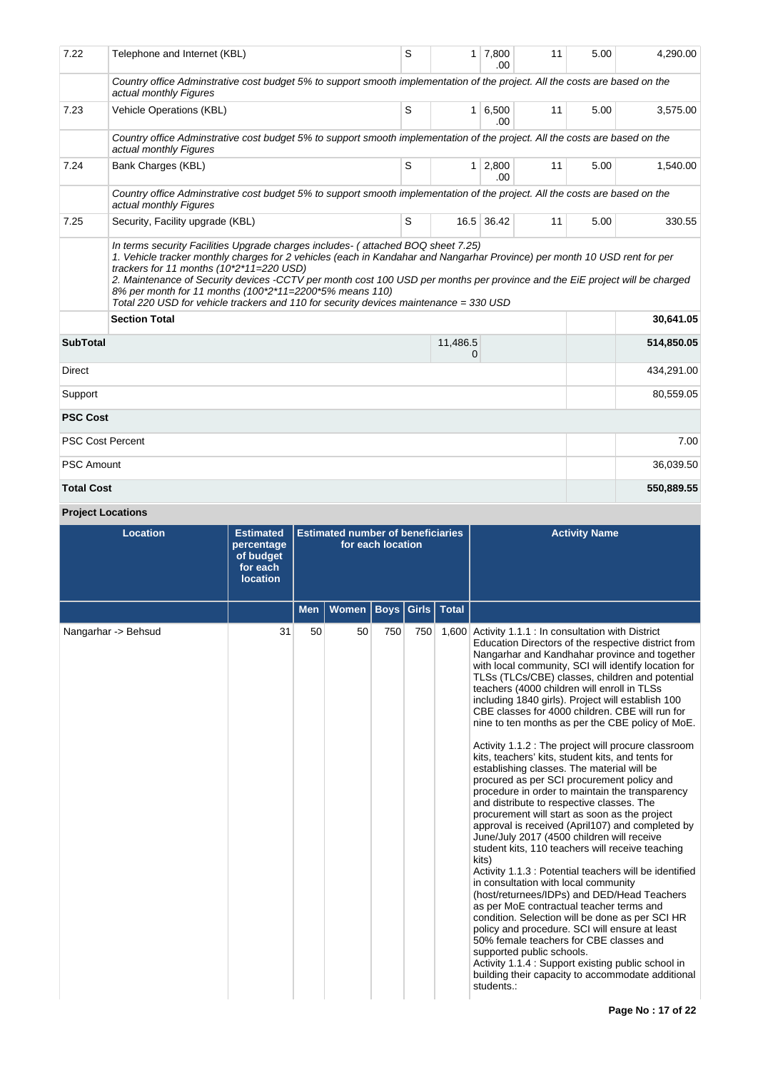| | | | | | | | |
|---|---|---|---|---|---|---|---|
| 7.22 | Telephone and Internet (KBL) | S | 1 | 7,800.00 | 11 | 5.00 | 4,290.00 |
| | *Country office Adminstrative cost budget 5% to support smooth implementation of the project. All the costs are based on the actual monthly Figures* | | | | | | |
| 7.23 | Vehicle Operations (KBL) | S | 1 | 6,500.00 | 11 | 5.00 | 3,575.00 |
| | *Country office Adminstrative cost budget 5% to support smooth implementation of the project. All the costs are based on the actual monthly Figures* | | | | | | |
| 7.24 | Bank Charges (KBL) | S | 1 | 2,800.00 | 11 | 5.00 | 1,540.00 |
| | *Country office Adminstrative cost budget 5% to support smooth implementation of the project. All the costs are based on the actual monthly Figures* | | | | | | |
| 7.25 | Security, Facility upgrade (KBL) | S | 16.5 | 36.42 | 11 | 5.00 | 330.55 |
| | *In terms security Facilities Upgrade charges includes- ( attached BOQ sheet 7.25)<br>1. Vehicle tracker monthly charges for 2 vehicles (each in Kandahar and Nangarhar Province) per month 10 USD rent for per trackers for 11 months (10\*2\*11=220 USD)<br>2. Maintenance of Security devices -CCTV per month cost 100 USD per months per province and the EiE project will be charged 8% per month for 11 months (100\*2\*11=2200\*5% means 110)<br>Total 220 USD for vehicle trackers and 110 for security devices maintenance = 330 USD* | | | | | | |
| | **Section Total** | | | | | | **30,641.05** |
| **SubTotal** | | | 11,486.50 | | | | **514,850.05** |
| Direct | | | | | | | 434,291.00 |
| Support | | | | | | | 80,559.05 |
| **PSC Cost** | | | | | | | |
| PSC Cost Percent | | | | | | | 7.00 |
| PSC Amount | | | | | | | 36,039.50 |
| **Total Cost** | | | | | | | **550,889.55** |

**Project Locations**

| Location | Estimated percentage of budget for each location | Estimated number of beneficiaries for each location | | | | | Activity Name |
|---|---|---|---|---|---|---|---|
| | | Men | Women | Boys | Girls | Total | |
| Nangarhar -> Behsud | 31 | 50 | 50 | 750 | 750 | 1,600 | Activity 1.1.1 : In consultation with District Education Directors of the respective district from Nangarhar and Kandhahar province and together with local community, SCI will identify location for TLSs (TLCs/CBE) classes, children and potential teachers (4000 children will enroll in TLSs including 1840 girls). Project will establish 100 CBE classes for 4000 children. CBE will run for nine to ten months as per the CBE policy of MoE.<br><br>Activity 1.1.2 : The project will procure classroom kits, teachers' kits, student kits, and tents for establishing classes. The material will be procured as per SCI procurement policy and procedure in order to maintain the transparency and distribute to respective classes. The procurement will start as soon as the project approval is received (April107) and completed by June/July 2017 (4500 children will receive student kits, 110 teachers will receive teaching kits)<br>Activity 1.1.3 : Potential teachers will be identified in consultation with local community (host/returnees/IDPs) and DED/Head Teachers as per MoE contractual teacher terms and condition. Selection will be done as per SCI HR policy and procedure. SCI will ensure at least 50% female teachers for CBE classes and supported public schools.<br>Activity 1.1.4 : Support existing public school in building their capacity to accommodate additional students.: |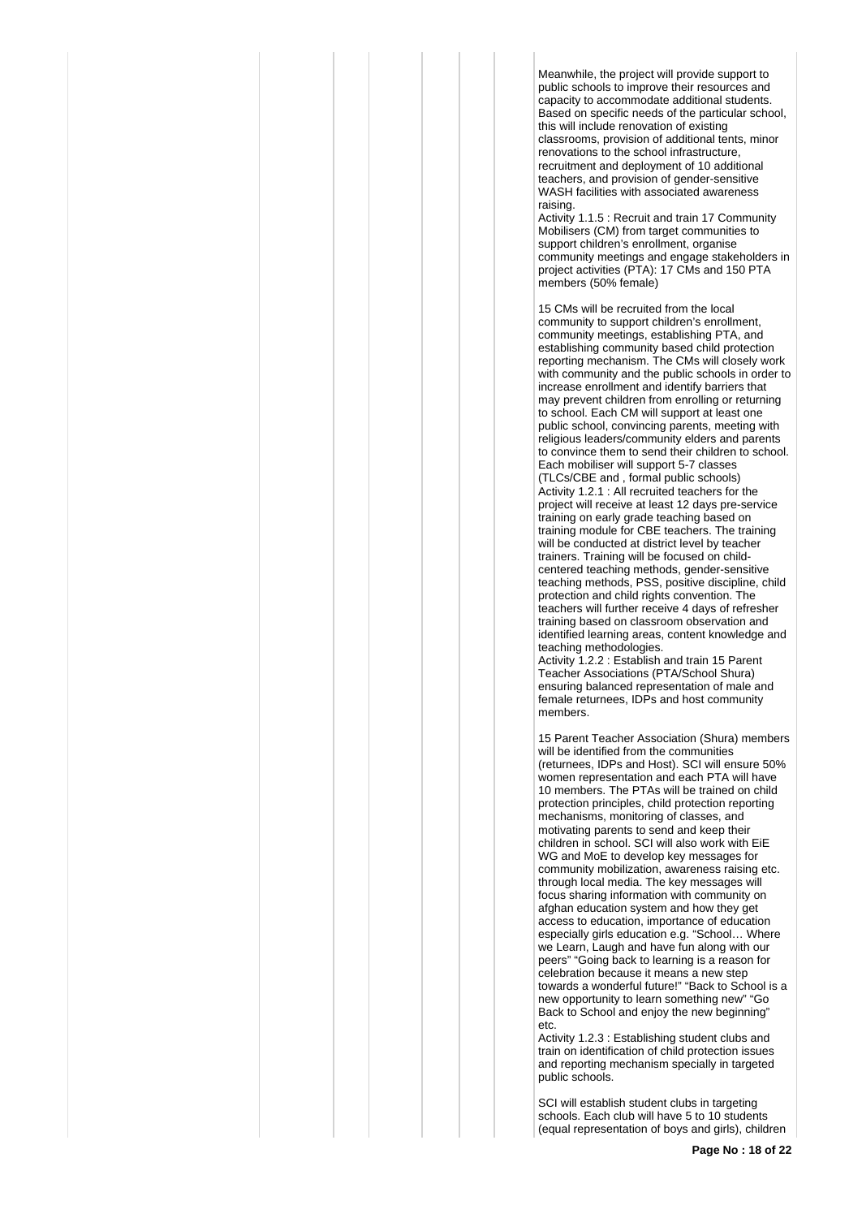Meanwhile, the project will provide support to public schools to improve their resources and capacity to accommodate additional students. Based on specific needs of the particular school, this will include renovation of existing classrooms, provision of additional tents, minor renovations to the school infrastructure, recruitment and deployment of 10 additional teachers, and provision of gender-sensitive WASH facilities with associated awareness raising.

Activity 1.1.5 : Recruit and train 17 Community Mobilisers (CM) from target communities to support children's enrollment, organise community meetings and engage stakeholders in project activities (PTA): 17 CMs and 150 PTA members (50% female)

15 CMs will be recruited from the local community to support children's enrollment, community meetings, establishing PTA, and establishing community based child protection reporting mechanism. The CMs will closely work with community and the public schools in order to increase enrollment and identify barriers that may prevent children from enrolling or returning to school. Each CM will support at least one public school, convincing parents, meeting with religious leaders/community elders and parents to convince them to send their children to school. Each mobiliser will support 5-7 classes (TLCs/CBE and , formal public schools)

Activity 1.2.1 : All recruited teachers for the project will receive at least 12 days pre-service training on early grade teaching based on training module for CBE teachers. The training will be conducted at district level by teacher trainers. Training will be focused on child-centered teaching methods, gender-sensitive teaching methods, PSS, positive discipline, child protection and child rights convention. The teachers will further receive 4 days of refresher training based on classroom observation and identified learning areas, content knowledge and teaching methodologies.

Activity 1.2.2 : Establish and train 15 Parent Teacher Associations (PTA/School Shura) ensuring balanced representation of male and female returnees, IDPs and host community members.

15 Parent Teacher Association (Shura) members will be identified from the communities (returnees, IDPs and Host). SCI will ensure 50% women representation and each PTA will have 10 members. The PTAs will be trained on child protection principles, child protection reporting mechanisms, monitoring of classes, and motivating parents to send and keep their children in school. SCI will also work with EiE WG and MoE to develop key messages for community mobilization, awareness raising etc. through local media. The key messages will focus sharing information with community on afghan education system and how they get access to education, importance of education especially girls education e.g. "School… Where we Learn, Laugh and have fun along with our peers" "Going back to learning is a reason for celebration because it means a new step towards a wonderful future!" "Back to School is a new opportunity to learn something new" "Go Back to School and enjoy the new beginning" etc.

Activity 1.2.3 : Establishing student clubs and train on identification of child protection issues and reporting mechanism specially in targeted public schools.

SCI will establish student clubs in targeting schools. Each club will have 5 to 10 students (equal representation of boys and girls), children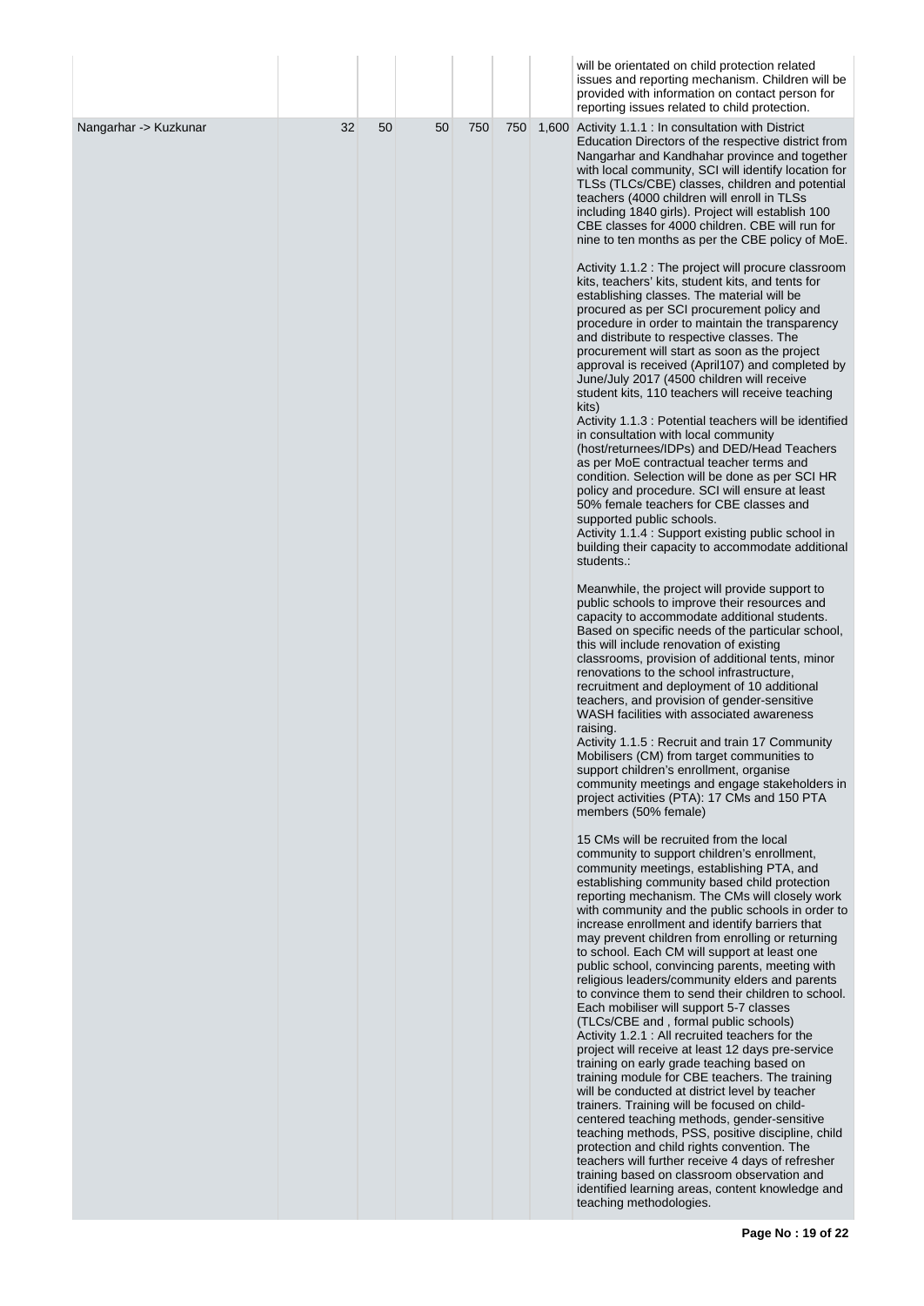| | | | | | | | |
|---|---|---|---|---|---|---|---|
| | | | | | | | will be orientated on child protection related issues and reporting mechanism. Children will be provided with information on contact person for reporting issues related to child protection. |
| Nangarhar -> Kuzkunar | 32 | 50 | 50 | 750 | 750 | 1,600 | Activity 1.1.1 : In consultation with District Education Directors of the respective district from Nangarhar and Kandhahar province and together with local community, SCI will identify location for TLSs (TLCs/CBE) classes, children and potential teachers (4000 children will enroll in TLSs including 1840 girls). Project will establish 100 CBE classes for 4000 children. CBE will run for nine to ten months as per the CBE policy of MoE.<br><br>Activity 1.1.2 : The project will procure classroom kits, teachers' kits, student kits, and tents for establishing classes. The material will be procured as per SCI procurement policy and procedure in order to maintain the transparency and distribute to respective classes. The procurement will start as soon as the project approval is received (April107) and completed by June/July 2017 (4500 children will receive student kits, 110 teachers will receive teaching kits)<br>Activity 1.1.3 : Potential teachers will be identified in consultation with local community (host/returnees/IDPs) and DED/Head Teachers as per MoE contractual teacher terms and condition. Selection will be done as per SCI HR policy and procedure. SCI will ensure at least 50% female teachers for CBE classes and supported public schools.<br>Activity 1.1.4 : Support existing public school in building their capacity to accommodate additional students.:<br><br>Meanwhile, the project will provide support to public schools to improve their resources and capacity to accommodate additional students. Based on specific needs of the particular school, this will include renovation of existing classrooms, provision of additional tents, minor renovations to the school infrastructure, recruitment and deployment of 10 additional teachers, and provision of gender-sensitive WASH facilities with associated awareness raising.<br>Activity 1.1.5 : Recruit and train 17 Community Mobilisers (CM) from target communities to support children's enrollment, organise community meetings and engage stakeholders in project activities (PTA): 17 CMs and 150 PTA members (50% female)<br><br>15 CMs will be recruited from the local community to support children's enrollment, community meetings, establishing PTA, and establishing community based child protection reporting mechanism. The CMs will closely work with community and the public schools in order to increase enrollment and identify barriers that may prevent children from enrolling or returning to school. Each CM will support at least one public school, convincing parents, meeting with religious leaders/community elders and parents to convince them to send their children to school. Each mobiliser will support 5-7 classes (TLCs/CBE and , formal public schools)<br>Activity 1.2.1 : All recruited teachers for the project will receive at least 12 days pre-service training on early grade teaching based on training module for CBE teachers. The training will be conducted at district level by teacher trainers. Training will be focused on child-centered teaching methods, gender-sensitive teaching methods, PSS, positive discipline, child protection and child rights convention. The teachers will further receive 4 days of refresher training based on classroom observation and identified learning areas, content knowledge and teaching methodologies. |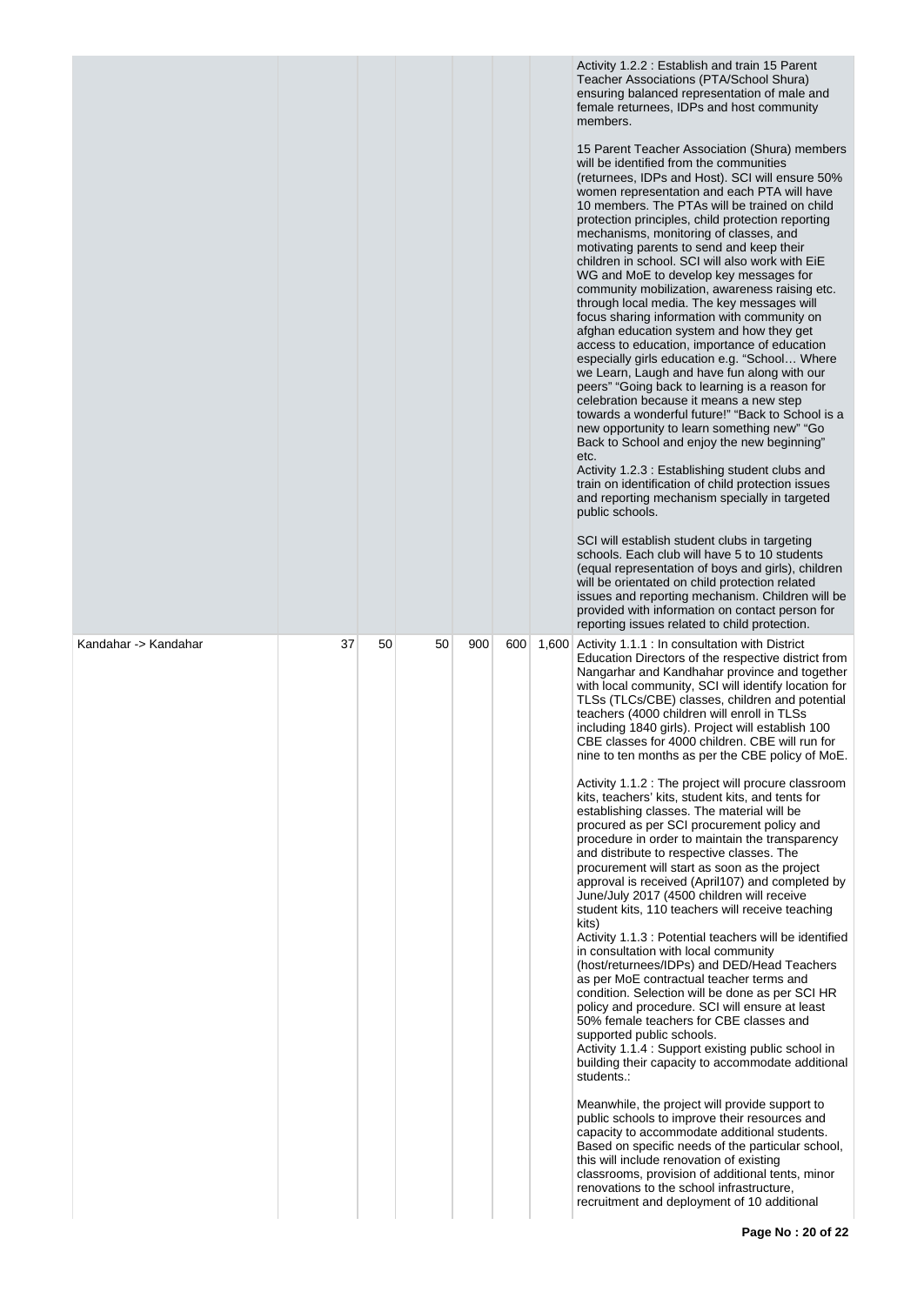| | | | | | | | |
|---|---|---|---|---|---|---|---|
| | | | | | | | Activity 1.2.2 : Establish and train 15 Parent Teacher Associations (PTA/School Shura) ensuring balanced representation of male and female returnees, IDPs and host community members.<br><br>15 Parent Teacher Association (Shura) members will be identified from the communities (returnees, IDPs and Host). SCI will ensure 50% women representation and each PTA will have 10 members. The PTAs will be trained on child protection principles, child protection reporting mechanisms, monitoring of classes, and motivating parents to send and keep their children in school. SCI will also work with EiE WG and MoE to develop key messages for community mobilization, awareness raising etc. through local media. The key messages will focus sharing information with community on afghan education system and how they get access to education, importance of education especially girls education e.g. "School… Where we Learn, Laugh and have fun along with our peers" "Going back to learning is a reason for celebration because it means a new step towards a wonderful future!" "Back to School is a new opportunity to learn something new" "Go Back to School and enjoy the new beginning" etc.<br>Activity 1.2.3 : Establishing student clubs and train on identification of child protection issues and reporting mechanism specially in targeted public schools.<br><br>SCI will establish student clubs in targeting schools. Each club will have 5 to 10 students (equal representation of boys and girls), children will be orientated on child protection related issues and reporting mechanism. Children will be provided with information on contact person for reporting issues related to child protection. |
| Kandahar -> Kandahar | 37 | 50 | 50 | 900 | 600 | 1,600 | Activity 1.1.1 : In consultation with District Education Directors of the respective district from Nangarhar and Kandhahar province and together with local community, SCI will identify location for TLSs (TLCs/CBE) classes, children and potential teachers (4000 children will enroll in TLSs including 1840 girls). Project will establish 100 CBE classes for 4000 children. CBE will run for nine to ten months as per the CBE policy of MoE.<br><br>Activity 1.1.2 : The project will procure classroom kits, teachers' kits, student kits, and tents for establishing classes. The material will be procured as per SCI procurement policy and procedure in order to maintain the transparency and distribute to respective classes. The procurement will start as soon as the project approval is received (April107) and completed by June/July 2017 (4500 children will receive student kits, 110 teachers will receive teaching kits)<br>Activity 1.1.3 : Potential teachers will be identified in consultation with local community (host/returnees/IDPs) and DED/Head Teachers as per MoE contractual teacher terms and condition. Selection will be done as per SCI HR policy and procedure. SCI will ensure at least 50% female teachers for CBE classes and supported public schools.<br>Activity 1.1.4 : Support existing public school in building their capacity to accommodate additional students.:<br><br>Meanwhile, the project will provide support to public schools to improve their resources and capacity to accommodate additional students. Based on specific needs of the particular school, this will include renovation of existing classrooms, provision of additional tents, minor renovations to the school infrastructure, recruitment and deployment of 10 additional |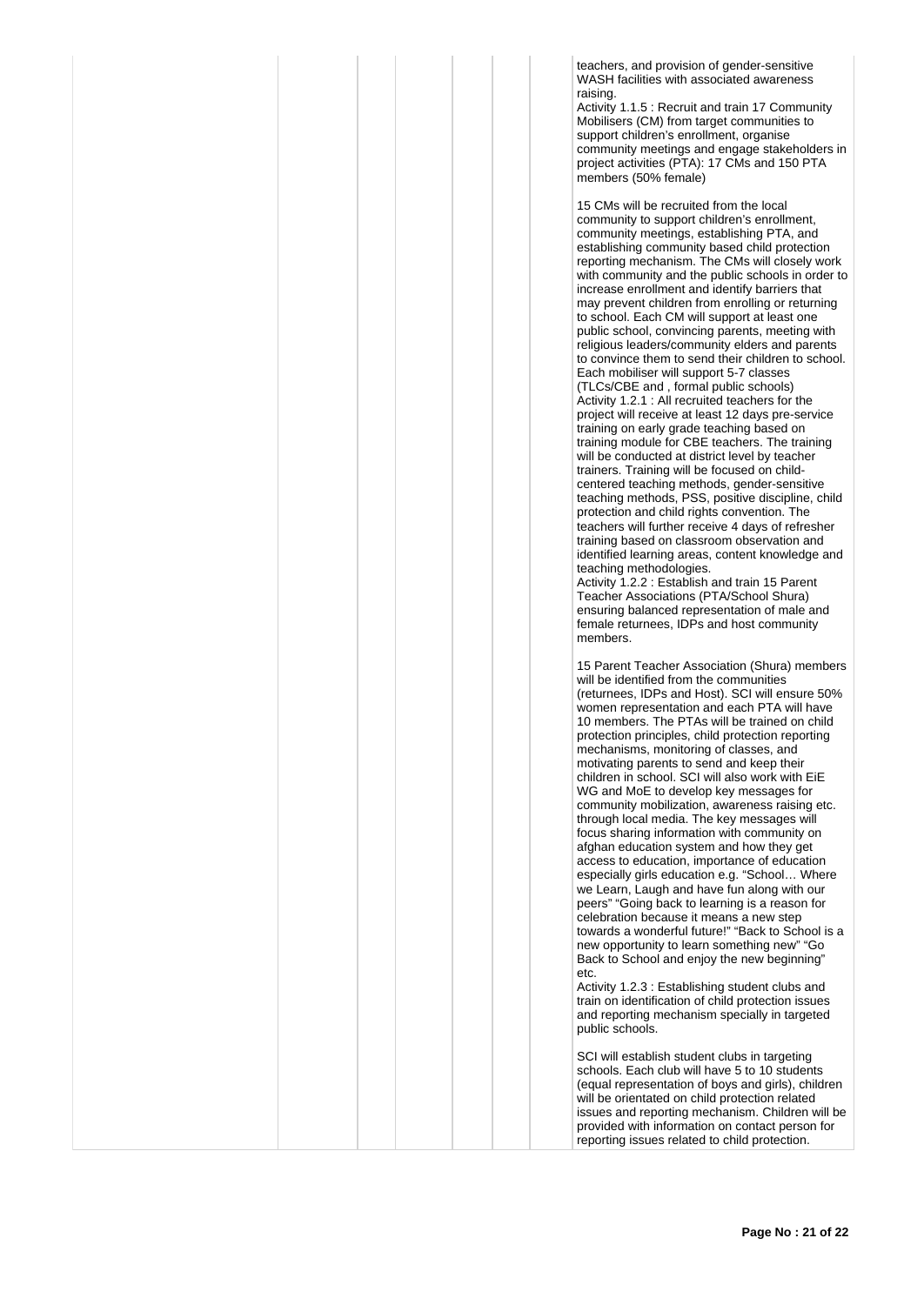teachers, and provision of gender-sensitive WASH facilities with associated awareness raising.
Activity 1.1.5 : Recruit and train 17 Community Mobilisers (CM) from target communities to support children's enrollment, organise community meetings and engage stakeholders in project activities (PTA): 17 CMs and 150 PTA members (50% female)

15 CMs will be recruited from the local community to support children's enrollment, community meetings, establishing PTA, and establishing community based child protection reporting mechanism. The CMs will closely work with community and the public schools in order to increase enrollment and identify barriers that may prevent children from enrolling or returning to school. Each CM will support at least one public school, convincing parents, meeting with religious leaders/community elders and parents to convince them to send their children to school. Each mobiliser will support 5-7 classes (TLCs/CBE and , formal public schools)
Activity 1.2.1 : All recruited teachers for the project will receive at least 12 days pre-service training on early grade teaching based on training module for CBE teachers. The training will be conducted at district level by teacher trainers. Training will be focused on child-centered teaching methods, gender-sensitive teaching methods, PSS, positive discipline, child protection and child rights convention. The teachers will further receive 4 days of refresher training based on classroom observation and identified learning areas, content knowledge and teaching methodologies.
Activity 1.2.2 : Establish and train 15 Parent Teacher Associations (PTA/School Shura) ensuring balanced representation of male and female returnees, IDPs and host community members.

15 Parent Teacher Association (Shura) members will be identified from the communities (returnees, IDPs and Host). SCI will ensure 50% women representation and each PTA will have 10 members. The PTAs will be trained on child protection principles, child protection reporting mechanisms, monitoring of classes, and motivating parents to send and keep their children in school. SCI will also work with EiE WG and MoE to develop key messages for community mobilization, awareness raising etc. through local media. The key messages will focus sharing information with community on afghan education system and how they get access to education, importance of education especially girls education e.g. "School… Where we Learn, Laugh and have fun along with our peers" "Going back to learning is a reason for celebration because it means a new step towards a wonderful future!" "Back to School is a new opportunity to learn something new" "Go Back to School and enjoy the new beginning" etc.
Activity 1.2.3 : Establishing student clubs and train on identification of child protection issues and reporting mechanism specially in targeted public schools.

SCI will establish student clubs in targeting schools. Each club will have 5 to 10 students (equal representation of boys and girls), children will be orientated on child protection related issues and reporting mechanism. Children will be provided with information on contact person for reporting issues related to child protection.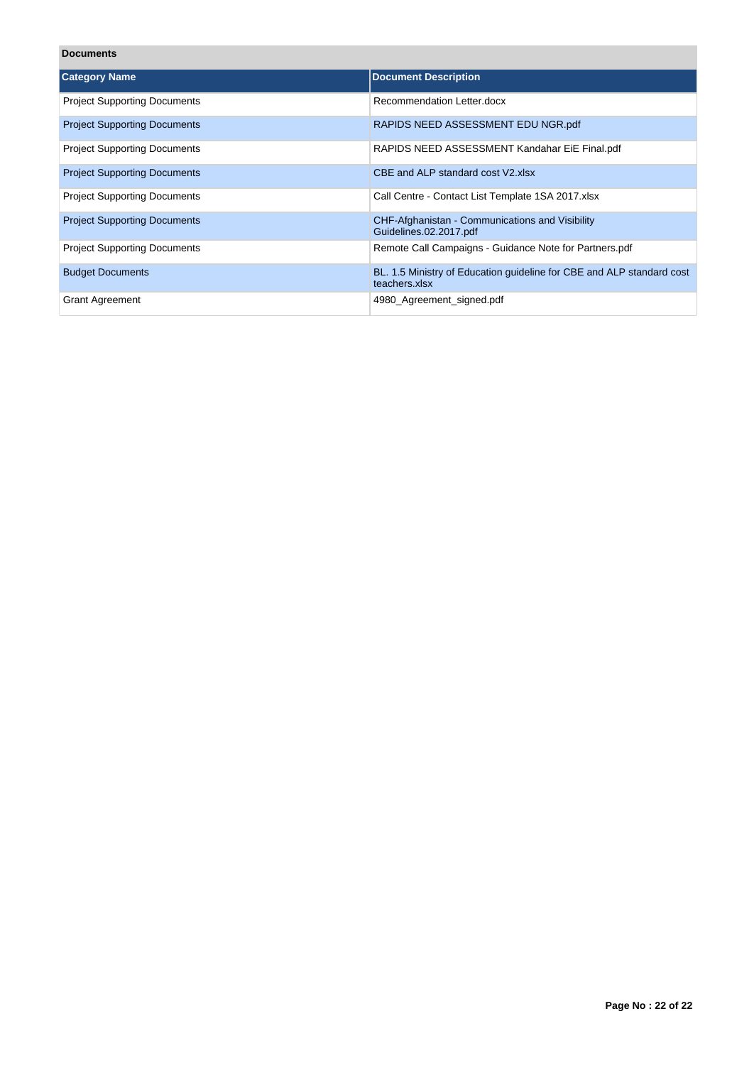**Documents**

| Category Name | Document Description |
|---|---|
| Project Supporting Documents | Recommendation Letter.docx |
| Project Supporting Documents | RAPIDS NEED ASSESSMENT EDU NGR.pdf |
| Project Supporting Documents | RAPIDS NEED ASSESSMENT Kandahar EiE Final.pdf |
| Project Supporting Documents | CBE and ALP standard cost V2.xlsx |
| Project Supporting Documents | Call Centre - Contact List Template 1SA 2017.xlsx |
| Project Supporting Documents | CHF-Afghanistan - Communications and Visibility Guidelines.02.2017.pdf |
| Project Supporting Documents | Remote Call Campaigns - Guidance Note for Partners.pdf |
| Budget Documents | BL. 1.5 Ministry of Education guideline for CBE and ALP standard cost teachers.xlsx |
| Grant Agreement | 4980_Agreement_signed.pdf |